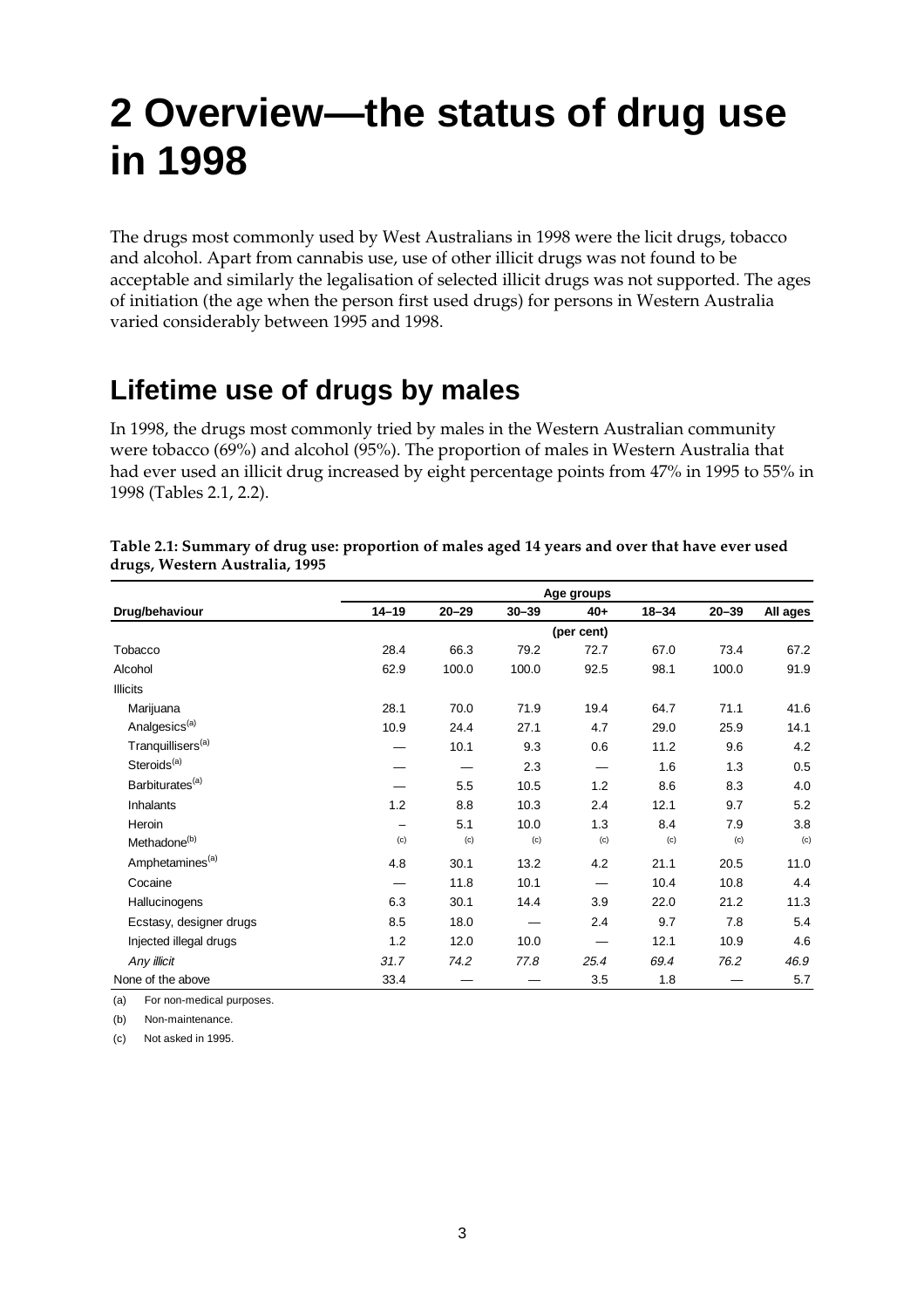# 2 Overview—the status of drug use in 1998

The drugs most commonly used by West Australians in 1998 were the licit drugs, tobacco and alcohol. Apart from cannabis use, use of other illicit drugs was not found to be acceptable and similarly the legalisation of selected illicit drugs was not supported. The ages of initiation (the age when the person first used drugs) for persons in Western Australia varied considerably between 1995 and 1998.

## Lifetime use of drugs by males

In 1998, the drugs most commonly tried by males in the Western Australian community were tobacco (69%) and alcohol (95%). The proportion of males in Western Australia that had ever used an illicit drug increased by eight percentage points from 47% in 1995 to 55% in 1998 (Tables 2.1, 2.2).

**Table 2.1: Summary of drug use: proportion of males aged 14 years and over that have ever used drugs, Western Australia, 1995**

| | Age groups | | | | | | |
|---|---|---|---|---|---|---|---|
| Drug/behaviour | 14–19 | 20–29 | 30–39 | 40+ | 18–34 | 20–39 | All ages |
| | (per cent) | | | | | | |
| Tobacco | 28.4 | 66.3 | 79.2 | 72.7 | 67.0 | 73.4 | 67.2 |
| Alcohol | 62.9 | 100.0 | 100.0 | 92.5 | 98.1 | 100.0 | 91.9 |
| Illicits | | | | | | | |
| Marijuana | 28.1 | 70.0 | 71.9 | 19.4 | 64.7 | 71.1 | 41.6 |
| Analgesics[(a)] | 10.9 | 24.4 | 27.1 | 4.7 | 29.0 | 25.9 | 14.1 |
| Tranquillisers[(a)] | — | 10.1 | 9.3 | 0.6 | 11.2 | 9.6 | 4.2 |
| Steroids[(a)] | — | — | 2.3 | — | 1.6 | 1.3 | 0.5 |
| Barbiturates[(a)] | — | 5.5 | 10.5 | 1.2 | 8.6 | 8.3 | 4.0 |
| Inhalants | 1.2 | 8.8 | 10.3 | 2.4 | 12.1 | 9.7 | 5.2 |
| Heroin | – | 5.1 | 10.0 | 1.3 | 8.4 | 7.9 | 3.8 |
| Methadone[(b)] | (c) | (c) | (c) | (c) | (c) | (c) | (c) |
| Amphetamines[(a)] | 4.8 | 30.1 | 13.2 | 4.2 | 21.1 | 20.5 | 11.0 |
| Cocaine | — | 11.8 | 10.1 | — | 10.4 | 10.8 | 4.4 |
| Hallucinogens | 6.3 | 30.1 | 14.4 | 3.9 | 22.0 | 21.2 | 11.3 |
| Ecstasy, designer drugs | 8.5 | 18.0 | — | 2.4 | 9.7 | 7.8 | 5.4 |
| Injected illegal drugs | 1.2 | 12.0 | 10.0 | — | 12.1 | 10.9 | 4.6 |
| *Any illicit* | *31.7* | *74.2* | *77.8* | *25.4* | *69.4* | *76.2* | *46.9* |
| None of the above | 33.4 | — | — | 3.5 | 1.8 | — | 5.7 |

(a) For non-medical purposes.

(b) Non-maintenance.

(c) Not asked in 1995.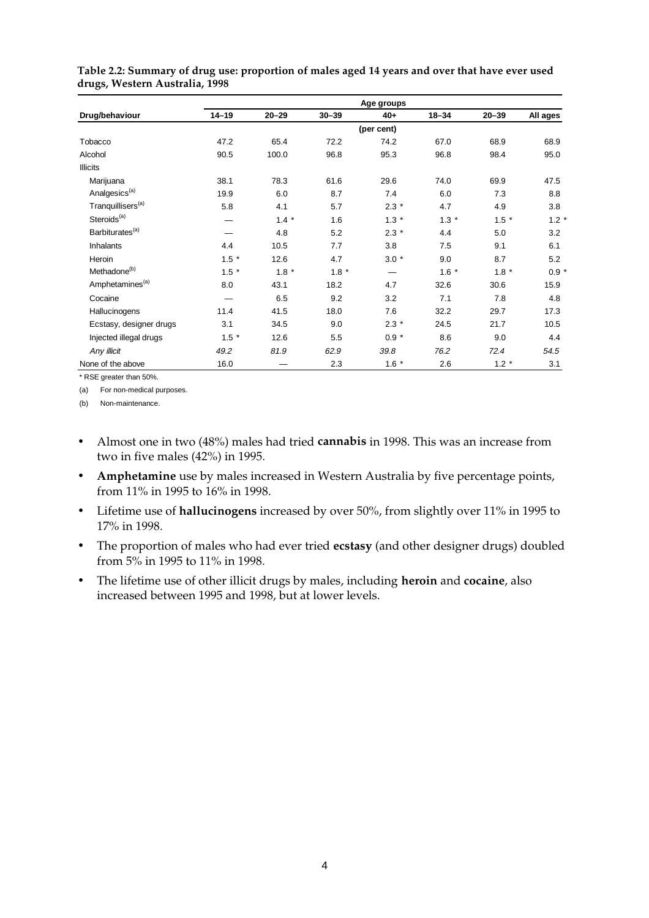**Table 2.2: Summary of drug use: proportion of males aged 14 years and over that have ever used drugs, Western Australia, 1998**

| Drug/behaviour | Age groups | | | | | | |
|---|---|---|---|---|---|---|---|
| | 14–19 | 20–29 | 30–39 | 40+ | 18–34 | 20–39 | All ages |
| | | | | (per cent) | | | |
| Tobacco | 47.2 | 65.4 | 72.2 | 74.2 | 67.0 | 68.9 | 68.9 |
| Alcohol | 90.5 | 100.0 | 96.8 | 95.3 | 96.8 | 98.4 | 95.0 |
| Illicits | | | | | | | |
| Marijuana | 38.1 | 78.3 | 61.6 | 29.6 | 74.0 | 69.9 | 47.5 |
| Analgesics[(a)] | 19.9 | 6.0 | 8.7 | 7.4 | 6.0 | 7.3 | 8.8 |
| Tranquillisers[(a)] | 5.8 | 4.1 | 5.7 | 2.3 * | 4.7 | 4.9 | 3.8 |
| Steroids[(a)] | — | 1.4 * | 1.6 | 1.3 * | 1.3 * | 1.5 * | 1.2 * |
| Barbiturates[(a)] | — | 4.8 | 5.2 | 2.3 * | 4.4 | 5.0 | 3.2 |
| Inhalants | 4.4 | 10.5 | 7.7 | 3.8 | 7.5 | 9.1 | 6.1 |
| Heroin | 1.5 * | 12.6 | 4.7 | 3.0 * | 9.0 | 8.7 | 5.2 |
| Methadone[(b)] | 1.5 * | 1.8 * | 1.8 * | — | 1.6 * | 1.8 * | 0.9 * |
| Amphetamines[(a)] | 8.0 | 43.1 | 18.2 | 4.7 | 32.6 | 30.6 | 15.9 |
| Cocaine | — | 6.5 | 9.2 | 3.2 | 7.1 | 7.8 | 4.8 |
| Hallucinogens | 11.4 | 41.5 | 18.0 | 7.6 | 32.2 | 29.7 | 17.3 |
| Ecstasy, designer drugs | 3.1 | 34.5 | 9.0 | 2.3 * | 24.5 | 21.7 | 10.5 |
| Injected illegal drugs | 1.5 * | 12.6 | 5.5 | 0.9 * | 8.6 | 9.0 | 4.4 |
| *Any illicit* | *49.2* | *81.9* | *62.9* | *39.8* | *76.2* | *72.4* | *54.5* |
| None of the above | 16.0 | — | 2.3 | 1.6 * | 2.6 | 1.2 * | 3.1 |

\* RSE greater than 50%.

(a) For non-medical purposes.

(b) Non-maintenance.

- Almost one in two (48%) males had tried **cannabis** in 1998. This was an increase from two in five males (42%) in 1995.
- **Amphetamine** use by males increased in Western Australia by five percentage points, from 11% in 1995 to 16% in 1998.
- Lifetime use of **hallucinogens** increased by over 50%, from slightly over 11% in 1995 to 17% in 1998.
- The proportion of males who had ever tried **ecstasy** (and other designer drugs) doubled from 5% in 1995 to 11% in 1998.
- The lifetime use of other illicit drugs by males, including **heroin** and **cocaine**, also increased between 1995 and 1998, but at lower levels.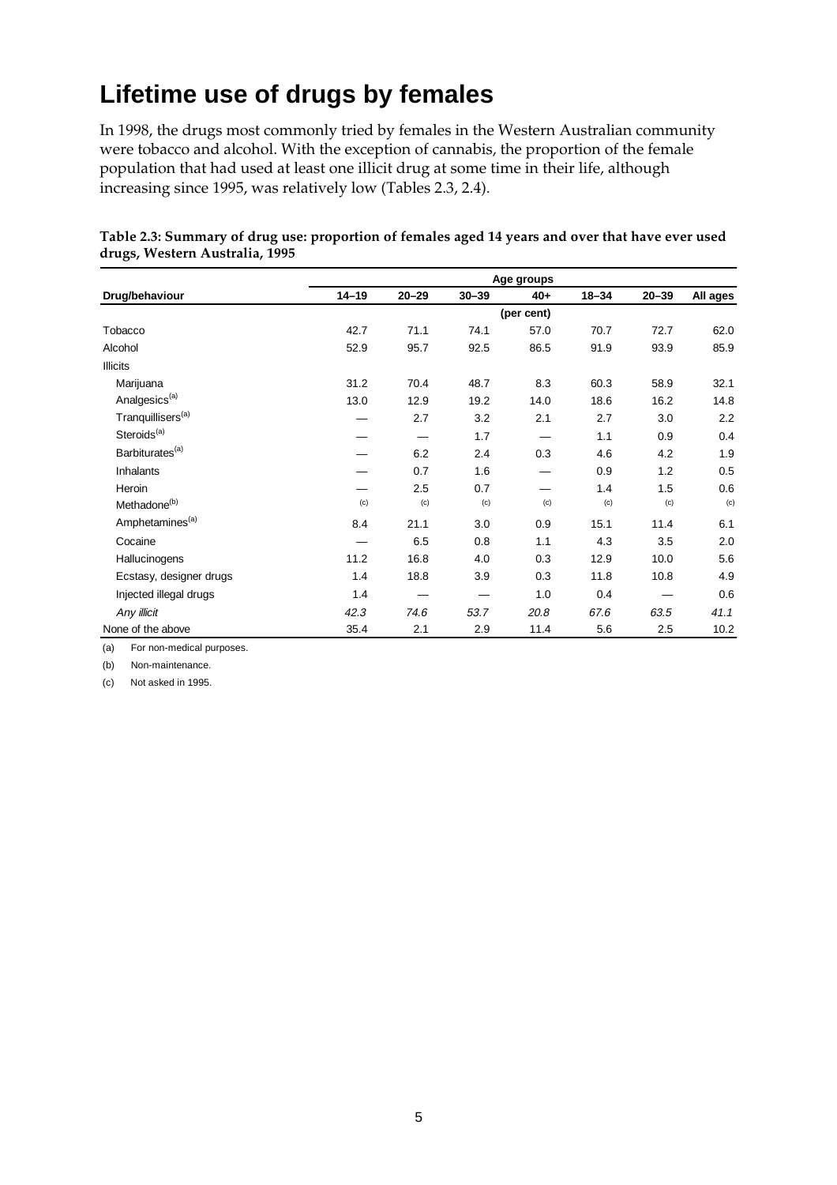# Lifetime use of drugs by females

In 1998, the drugs most commonly tried by females in the Western Australian community were tobacco and alcohol. With the exception of cannabis, the proportion of the female population that had used at least one illicit drug at some time in their life, although increasing since 1995, was relatively low (Tables 2.3, 2.4).

**Table 2.3: Summary of drug use: proportion of females aged 14 years and over that have ever used drugs, Western Australia, 1995**

| | Age groups | | | | | | |
|---|---|---|---|---|---|---|---|
| Drug/behaviour | 14–19 | 20–29 | 30–39 | 40+ | 18–34 | 20–39 | All ages |
| | (per cent) | | | | | | |
| Tobacco | 42.7 | 71.1 | 74.1 | 57.0 | 70.7 | 72.7 | 62.0 |
| Alcohol | 52.9 | 95.7 | 92.5 | 86.5 | 91.9 | 93.9 | 85.9 |
| Illicits | | | | | | | |
| Marijuana | 31.2 | 70.4 | 48.7 | 8.3 | 60.3 | 58.9 | 32.1 |
| Analgesics[(a)] | 13.0 | 12.9 | 19.2 | 14.0 | 18.6 | 16.2 | 14.8 |
| Tranquillisers[(a)] | — | 2.7 | 3.2 | 2.1 | 2.7 | 3.0 | 2.2 |
| Steroids[(a)] | — | — | 1.7 | — | 1.1 | 0.9 | 0.4 |
| Barbiturates[(a)] | — | 6.2 | 2.4 | 0.3 | 4.6 | 4.2 | 1.9 |
| Inhalants | — | 0.7 | 1.6 | — | 0.9 | 1.2 | 0.5 |
| Heroin | — | 2.5 | 0.7 | — | 1.4 | 1.5 | 0.6 |
| Methadone[(b)] | (c) | (c) | (c) | (c) | (c) | (c) | (c) |
| Amphetamines[(a)] | 8.4 | 21.1 | 3.0 | 0.9 | 15.1 | 11.4 | 6.1 |
| Cocaine | — | 6.5 | 0.8 | 1.1 | 4.3 | 3.5 | 2.0 |
| Hallucinogens | 11.2 | 16.8 | 4.0 | 0.3 | 12.9 | 10.0 | 5.6 |
| Ecstasy, designer drugs | 1.4 | 18.8 | 3.9 | 0.3 | 11.8 | 10.8 | 4.9 |
| Injected illegal drugs | 1.4 | — | — | 1.0 | 0.4 | — | 0.6 |
| *Any illicit* | *42.3* | *74.6* | *53.7* | *20.8* | *67.6* | *63.5* | *41.1* |
| None of the above | 35.4 | 2.1 | 2.9 | 11.4 | 5.6 | 2.5 | 10.2 |

(a) For non-medical purposes.

(b) Non-maintenance.

(c) Not asked in 1995.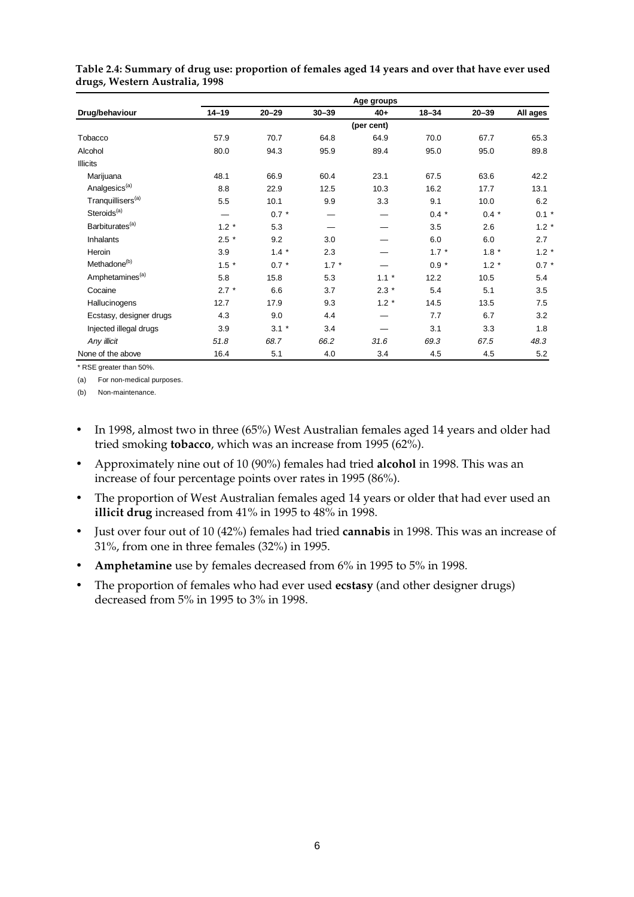**Table 2.4: Summary of drug use: proportion of females aged 14 years and over that have ever used drugs, Western Australia, 1998**

| Drug/behaviour | Age groups | | | | | | |
|---|---|---|---|---|---|---|---|
| | 14–19 | 20–29 | 30–39 | 40+ | 18–34 | 20–39 | All ages |
| | (per cent) | | | | | | |
| Tobacco | 57.9 | 70.7 | 64.8 | 64.9 | 70.0 | 67.7 | 65.3 |
| Alcohol | 80.0 | 94.3 | 95.9 | 89.4 | 95.0 | 95.0 | 89.8 |
| Illicits | | | | | | | |
| Marijuana | 48.1 | 66.9 | 60.4 | 23.1 | 67.5 | 63.6 | 42.2 |
| Analgesics[(a)] | 8.8 | 22.9 | 12.5 | 10.3 | 16.2 | 17.7 | 13.1 |
| Tranquillisers[(a)] | 5.5 | 10.1 | 9.9 | 3.3 | 9.1 | 10.0 | 6.2 |
| Steroids[(a)] | — | 0.7 * | — | — | 0.4 * | 0.4 * | 0.1 * |
| Barbiturates[(a)] | 1.2 * | 5.3 | — | — | 3.5 | 2.6 | 1.2 * |
| Inhalants | 2.5 * | 9.2 | 3.0 | — | 6.0 | 6.0 | 2.7 |
| Heroin | 3.9 | 1.4 * | 2.3 | — | 1.7 * | 1.8 * | 1.2 * |
| Methadone[(b)] | 1.5 * | 0.7 * | 1.7 * | — | 0.9 * | 1.2 * | 0.7 * |
| Amphetamines[(a)] | 5.8 | 15.8 | 5.3 | 1.1 * | 12.2 | 10.5 | 5.4 |
| Cocaine | 2.7 * | 6.6 | 3.7 | 2.3 * | 5.4 | 5.1 | 3.5 |
| Hallucinogens | 12.7 | 17.9 | 9.3 | 1.2 * | 14.5 | 13.5 | 7.5 |
| Ecstasy, designer drugs | 4.3 | 9.0 | 4.4 | — | 7.7 | 6.7 | 3.2 |
| Injected illegal drugs | 3.9 | 3.1 * | 3.4 | — | 3.1 | 3.3 | 1.8 |
| *Any illicit* | *51.8* | *68.7* | *66.2* | *31.6* | *69.3* | *67.5* | *48.3* |
| None of the above | 16.4 | 5.1 | 4.0 | 3.4 | 4.5 | 4.5 | 5.2 |

\* RSE greater than 50%.

(a) For non-medical purposes.

(b) Non-maintenance.

- In 1998, almost two in three (65%) West Australian females aged 14 years and older had tried smoking **tobacco**, which was an increase from 1995 (62%).
- Approximately nine out of 10 (90%) females had tried **alcohol** in 1998. This was an increase of four percentage points over rates in 1995 (86%).
- The proportion of West Australian females aged 14 years or older that had ever used an **illicit drug** increased from 41% in 1995 to 48% in 1998.
- Just over four out of 10 (42%) females had tried **cannabis** in 1998. This was an increase of 31%, from one in three females (32%) in 1995.
- **Amphetamine** use by females decreased from 6% in 1995 to 5% in 1998.
- The proportion of females who had ever used **ecstasy** (and other designer drugs) decreased from 5% in 1995 to 3% in 1998.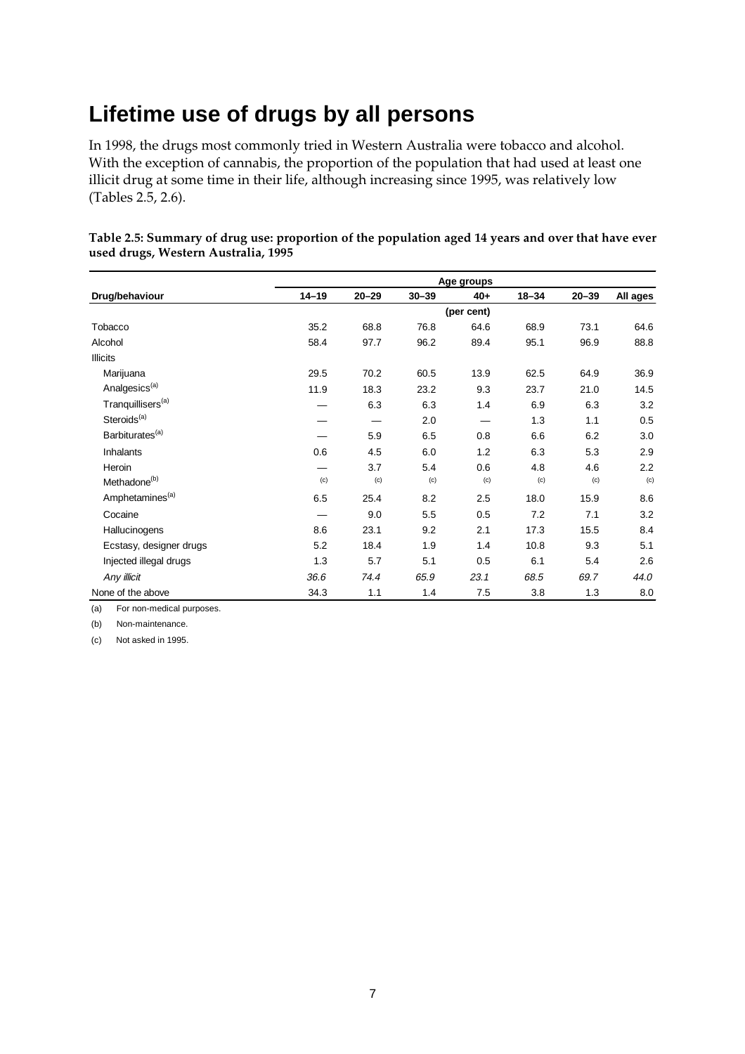# Lifetime use of drugs by all persons

In 1998, the drugs most commonly tried in Western Australia were tobacco and alcohol. With the exception of cannabis, the proportion of the population that had used at least one illicit drug at some time in their life, although increasing since 1995, was relatively low (Tables 2.5, 2.6).

**Table 2.5: Summary of drug use: proportion of the population aged 14 years and over that have ever used drugs, Western Australia, 1995**

| | Age groups | | | | | | |
|---|---|---|---|---|---|---|---|
| Drug/behaviour | 14–19 | 20–29 | 30–39 | 40+ | 18–34 | 20–39 | All ages |
| | | | | (per cent) | | | |
| Tobacco | 35.2 | 68.8 | 76.8 | 64.6 | 68.9 | 73.1 | 64.6 |
| Alcohol | 58.4 | 97.7 | 96.2 | 89.4 | 95.1 | 96.9 | 88.8 |
| Illicits | | | | | | | |
| Marijuana | 29.5 | 70.2 | 60.5 | 13.9 | 62.5 | 64.9 | 36.9 |
| Analgesics[(a)] | 11.9 | 18.3 | 23.2 | 9.3 | 23.7 | 21.0 | 14.5 |
| Tranquillisers[(a)] | — | 6.3 | 6.3 | 1.4 | 6.9 | 6.3 | 3.2 |
| Steroids[(a)] | — | — | 2.0 | — | 1.3 | 1.1 | 0.5 |
| Barbiturates[(a)] | — | 5.9 | 6.5 | 0.8 | 6.6 | 6.2 | 3.0 |
| Inhalants | 0.6 | 4.5 | 6.0 | 1.2 | 6.3 | 5.3 | 2.9 |
| Heroin | — | 3.7 | 5.4 | 0.6 | 4.8 | 4.6 | 2.2 |
| Methadone[(b)] | (c) | (c) | (c) | (c) | (c) | (c) | (c) |
| Amphetamines[(a)] | 6.5 | 25.4 | 8.2 | 2.5 | 18.0 | 15.9 | 8.6 |
| Cocaine | — | 9.0 | 5.5 | 0.5 | 7.2 | 7.1 | 3.2 |
| Hallucinogens | 8.6 | 23.1 | 9.2 | 2.1 | 17.3 | 15.5 | 8.4 |
| Ecstasy, designer drugs | 5.2 | 18.4 | 1.9 | 1.4 | 10.8 | 9.3 | 5.1 |
| Injected illegal drugs | 1.3 | 5.7 | 5.1 | 0.5 | 6.1 | 5.4 | 2.6 |
| *Any illicit* | *36.6* | *74.4* | *65.9* | *23.1* | *68.5* | *69.7* | *44.0* |
| None of the above | 34.3 | 1.1 | 1.4 | 7.5 | 3.8 | 1.3 | 8.0 |

(a) For non-medical purposes.

(b) Non-maintenance.

(c) Not asked in 1995.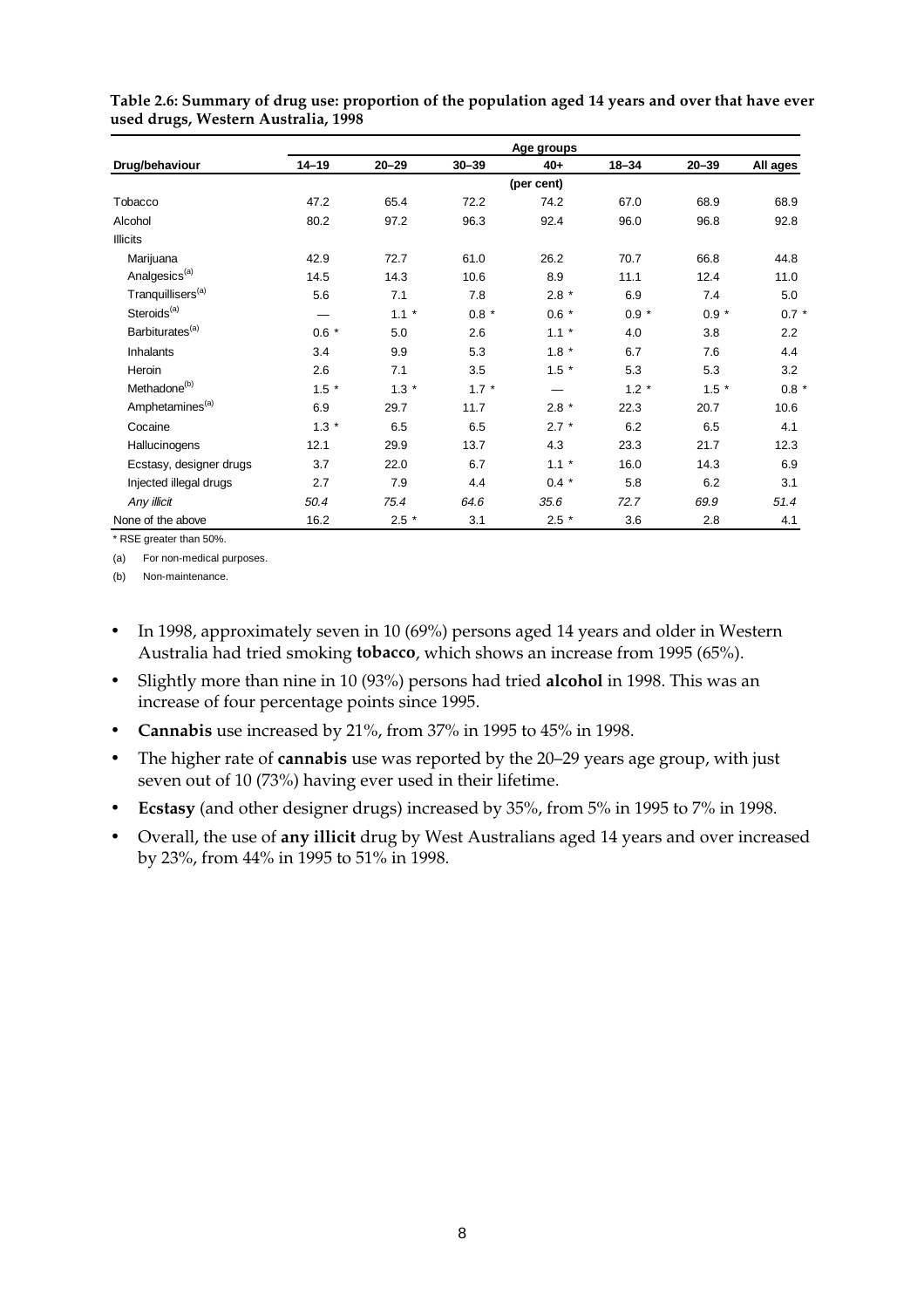**Table 2.6: Summary of drug use: proportion of the population aged 14 years and over that have ever used drugs, Western Australia, 1998**

| Drug/behaviour | Age groups | | | | | | |
|---|---|---|---|---|---|---|---|
| | 14–19 | 20–29 | 30–39 | 40+ | 18–34 | 20–39 | All ages |
| | (per cent) | | | | | | |
| Tobacco | 47.2 | 65.4 | 72.2 | 74.2 | 67.0 | 68.9 | 68.9 |
| Alcohol | 80.2 | 97.2 | 96.3 | 92.4 | 96.0 | 96.8 | 92.8 |
| Illicits | | | | | | | |
| Marijuana | 42.9 | 72.7 | 61.0 | 26.2 | 70.7 | 66.8 | 44.8 |
| Analgesics[(a)] | 14.5 | 14.3 | 10.6 | 8.9 | 11.1 | 12.4 | 11.0 |
| Tranquillisers[(a)] | 5.6 | 7.1 | 7.8 | 2.8 * | 6.9 | 7.4 | 5.0 |
| Steroids[(a)] | — | 1.1 * | 0.8 * | 0.6 * | 0.9 * | 0.9 * | 0.7 * |
| Barbiturates[(a)] | 0.6 * | 5.0 | 2.6 | 1.1 * | 4.0 | 3.8 | 2.2 |
| Inhalants | 3.4 | 9.9 | 5.3 | 1.8 * | 6.7 | 7.6 | 4.4 |
| Heroin | 2.6 | 7.1 | 3.5 | 1.5 * | 5.3 | 5.3 | 3.2 |
| Methadone[(b)] | 1.5 * | 1.3 * | 1.7 * | — | 1.2 * | 1.5 * | 0.8 * |
| Amphetamines[(a)] | 6.9 | 29.7 | 11.7 | 2.8 * | 22.3 | 20.7 | 10.6 |
| Cocaine | 1.3 * | 6.5 | 6.5 | 2.7 * | 6.2 | 6.5 | 4.1 |
| Hallucinogens | 12.1 | 29.9 | 13.7 | 4.3 | 23.3 | 21.7 | 12.3 |
| Ecstasy, designer drugs | 3.7 | 22.0 | 6.7 | 1.1 * | 16.0 | 14.3 | 6.9 |
| Injected illegal drugs | 2.7 | 7.9 | 4.4 | 0.4 * | 5.8 | 6.2 | 3.1 |
| *Any illicit* | *50.4* | *75.4* | *64.6* | *35.6* | *72.7* | *69.9* | *51.4* |
| None of the above | 16.2 | 2.5 * | 3.1 | 2.5 * | 3.6 | 2.8 | 4.1 |

* RSE greater than 50%.

(a) For non-medical purposes.

(b) Non-maintenance.

- In 1998, approximately seven in 10 (69%) persons aged 14 years and older in Western Australia had tried smoking **tobacco**, which shows an increase from 1995 (65%).
- Slightly more than nine in 10 (93%) persons had tried **alcohol** in 1998. This was an increase of four percentage points since 1995.
- **Cannabis** use increased by 21%, from 37% in 1995 to 45% in 1998.
- The higher rate of **cannabis** use was reported by the 20–29 years age group, with just seven out of 10 (73%) having ever used in their lifetime.
- **Ecstasy** (and other designer drugs) increased by 35%, from 5% in 1995 to 7% in 1998.
- Overall, the use of **any illicit** drug by West Australians aged 14 years and over increased by 23%, from 44% in 1995 to 51% in 1998.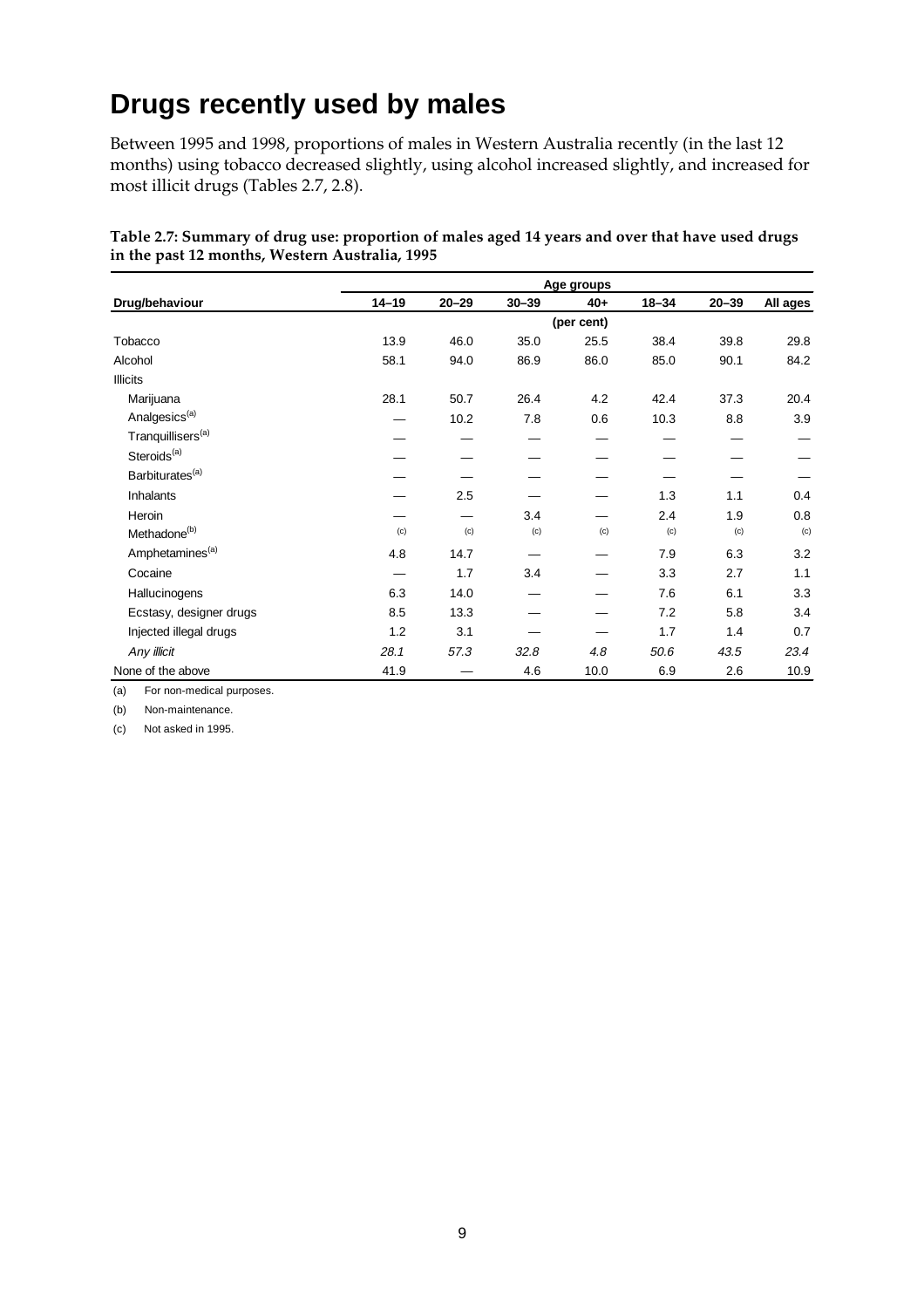# Drugs recently used by males

Between 1995 and 1998, proportions of males in Western Australia recently (in the last 12 months) using tobacco decreased slightly, using alcohol increased slightly, and increased for most illicit drugs (Tables 2.7, 2.8).

**Table 2.7: Summary of drug use: proportion of males aged 14 years and over that have used drugs in the past 12 months, Western Australia, 1995**

| | Age groups | | | | | | |
|---|---|---|---|---|---|---|---|
| **Drug/behaviour** | **14–19** | **20–29** | **30–39** | **40+** | **18–34** | **20–39** | **All ages** |
| | | | | (per cent) | | | |
| Tobacco | 13.9 | 46.0 | 35.0 | 25.5 | 38.4 | 39.8 | 29.8 |
| Alcohol | 58.1 | 94.0 | 86.9 | 86.0 | 85.0 | 90.1 | 84.2 |
| Illicits | | | | | | | |
| Marijuana | 28.1 | 50.7 | 26.4 | 4.2 | 42.4 | 37.3 | 20.4 |
| Analgesics[(a)] | — | 10.2 | 7.8 | 0.6 | 10.3 | 8.8 | 3.9 |
| Tranquillisers[(a)] | — | — | — | — | — | — | — |
| Steroids[(a)] | — | — | — | — | — | — | — |
| Barbiturates[(a)] | — | — | — | — | — | — | — |
| Inhalants | — | 2.5 | — | — | 1.3 | 1.1 | 0.4 |
| Heroin | — | — | 3.4 | — | 2.4 | 1.9 | 0.8 |
| Methadone[(b)] | (c) | (c) | (c) | (c) | (c) | (c) | (c) |
| Amphetamines[(a)] | 4.8 | 14.7 | — | — | 7.9 | 6.3 | 3.2 |
| Cocaine | — | 1.7 | 3.4 | — | 3.3 | 2.7 | 1.1 |
| Hallucinogens | 6.3 | 14.0 | — | — | 7.6 | 6.1 | 3.3 |
| Ecstasy, designer drugs | 8.5 | 13.3 | — | — | 7.2 | 5.8 | 3.4 |
| Injected illegal drugs | 1.2 | 3.1 | — | — | 1.7 | 1.4 | 0.7 |
| *Any illicit* | *28.1* | *57.3* | *32.8* | *4.8* | *50.6* | *43.5* | *23.4* |
| None of the above | 41.9 | — | 4.6 | 10.0 | 6.9 | 2.6 | 10.9 |

(a) For non-medical purposes.

(b) Non-maintenance.

(c) Not asked in 1995.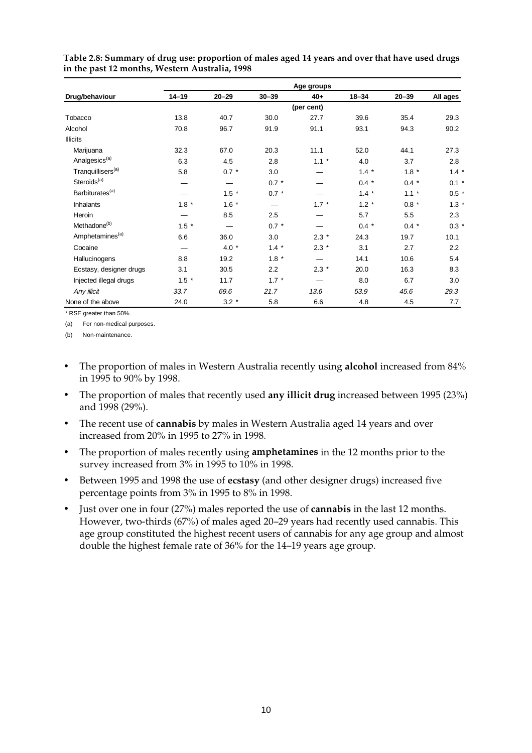**Table 2.8: Summary of drug use: proportion of males aged 14 years and over that have used drugs in the past 12 months, Western Australia, 1998**

| | Age groups | | | | | | |
|---|---|---|---|---|---|---|---|
| Drug/behaviour | 14–19 | 20–29 | 30–39 | 40+ | 18–34 | 20–39 | All ages |
| | | | | (per cent) | | | |
| Tobacco | 13.8 | 40.7 | 30.0 | 27.7 | 39.6 | 35.4 | 29.3 |
| Alcohol | 70.8 | 96.7 | 91.9 | 91.1 | 93.1 | 94.3 | 90.2 |
| Illicits | | | | | | | |
| Marijuana | 32.3 | 67.0 | 20.3 | 11.1 | 52.0 | 44.1 | 27.3 |
| Analgesics[(a)] | 6.3 | 4.5 | 2.8 | 1.1 * | 4.0 | 3.7 | 2.8 |
| Tranquillisers[(a)] | 5.8 | 0.7 * | 3.0 | — | 1.4 * | 1.8 * | 1.4 * |
| Steroids[(a)] | — | — | 0.7 * | — | 0.4 * | 0.4 * | 0.1 * |
| Barbiturates[(a)] | — | 1.5 * | 0.7 * | — | 1.4 * | 1.1 * | 0.5 * |
| Inhalants | 1.8 * | 1.6 * | — | 1.7 * | 1.2 * | 0.8 * | 1.3 * |
| Heroin | — | 8.5 | 2.5 | — | 5.7 | 5.5 | 2.3 |
| Methadone[(b)] | 1.5 * | — | 0.7 * | — | 0.4 * | 0.4 * | 0.3 * |
| Amphetamines[(a)] | 6.6 | 36.0 | 3.0 | 2.3 * | 24.3 | 19.7 | 10.1 |
| Cocaine | — | 4.0 * | 1.4 * | 2.3 * | 3.1 | 2.7 | 2.2 |
| Hallucinogens | 8.8 | 19.2 | 1.8 * | — | 14.1 | 10.6 | 5.4 |
| Ecstasy, designer drugs | 3.1 | 30.5 | 2.2 | 2.3 * | 20.0 | 16.3 | 8.3 |
| Injected illegal drugs | 1.5 * | 11.7 | 1.7 * | — | 8.0 | 6.7 | 3.0 |
| *Any illicit* | *33.7* | *69.6* | *21.7* | *13.6* | *53.9* | *45.6* | *29.3* |
| None of the above | 24.0 | 3.2 * | 5.8 | 6.6 | 4.8 | 4.5 | 7.7 |

\* RSE greater than 50%.

(a) For non-medical purposes.

(b) Non-maintenance.

- The proportion of males in Western Australia recently using **alcohol** increased from 84% in 1995 to 90% by 1998.
- The proportion of males that recently used **any illicit drug** increased between 1995 (23%) and 1998 (29%).
- The recent use of **cannabis** by males in Western Australia aged 14 years and over increased from 20% in 1995 to 27% in 1998.
- The proportion of males recently using **amphetamines** in the 12 months prior to the survey increased from 3% in 1995 to 10% in 1998.
- Between 1995 and 1998 the use of **ecstasy** (and other designer drugs) increased five percentage points from 3% in 1995 to 8% in 1998.
- Just over one in four (27%) males reported the use of **cannabis** in the last 12 months. However, two-thirds (67%) of males aged 20–29 years had recently used cannabis. This age group constituted the highest recent users of cannabis for any age group and almost double the highest female rate of 36% for the 14–19 years age group.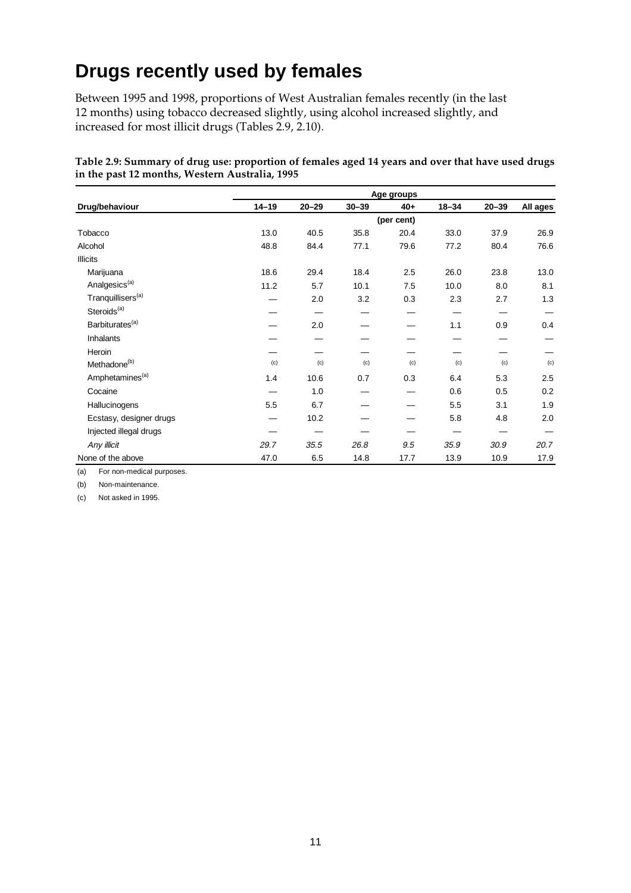# Drugs recently used by females

Between 1995 and 1998, proportions of West Australian females recently (in the last 12 months) using tobacco decreased slightly, using alcohol increased slightly, and increased for most illicit drugs (Tables 2.9, 2.10).

**Table 2.9: Summary of drug use: proportion of females aged 14 years and over that have used drugs in the past 12 months, Western Australia, 1995**

| | Age groups | | | | | | |
|---|---|---|---|---|---|---|---|
| Drug/behaviour | 14–19 | 20–29 | 30–39 | 40+ | 18–34 | 20–39 | All ages |
| | (per cent) | | | | | | |
| Tobacco | 13.0 | 40.5 | 35.8 | 20.4 | 33.0 | 37.9 | 26.9 |
| Alcohol | 48.8 | 84.4 | 77.1 | 79.6 | 77.2 | 80.4 | 76.6 |
| Illicits | | | | | | | |
| Marijuana | 18.6 | 29.4 | 18.4 | 2.5 | 26.0 | 23.8 | 13.0 |
| Analgesics[(a)] | 11.2 | 5.7 | 10.1 | 7.5 | 10.0 | 8.0 | 8.1 |
| Tranquillisers[(a)] | — | 2.0 | 3.2 | 0.3 | 2.3 | 2.7 | 1.3 |
| Steroids[(a)] | — | — | — | — | — | — | — |
| Barbiturates[(a)] | — | 2.0 | — | — | 1.1 | 0.9 | 0.4 |
| Inhalants | — | — | — | — | — | — | — |
| Heroin | — | — | — | — | — | — | — |
| Methadone[(b)] | (c) | (c) | (c) | (c) | (c) | (c) | (c) |
| Amphetamines[(a)] | 1.4 | 10.6 | 0.7 | 0.3 | 6.4 | 5.3 | 2.5 |
| Cocaine | — | 1.0 | — | — | 0.6 | 0.5 | 0.2 |
| Hallucinogens | 5.5 | 6.7 | — | — | 5.5 | 3.1 | 1.9 |
| Ecstasy, designer drugs | — | 10.2 | — | — | 5.8 | 4.8 | 2.0 |
| Injected illegal drugs | — | — | — | — | — | — | — |
| *Any illicit* | *29.7* | *35.5* | *26.8* | *9.5* | *35.9* | *30.9* | *20.7* |
| None of the above | 47.0 | 6.5 | 14.8 | 17.7 | 13.9 | 10.9 | 17.9 |

(a) For non-medical purposes.

(b) Non-maintenance.

(c) Not asked in 1995.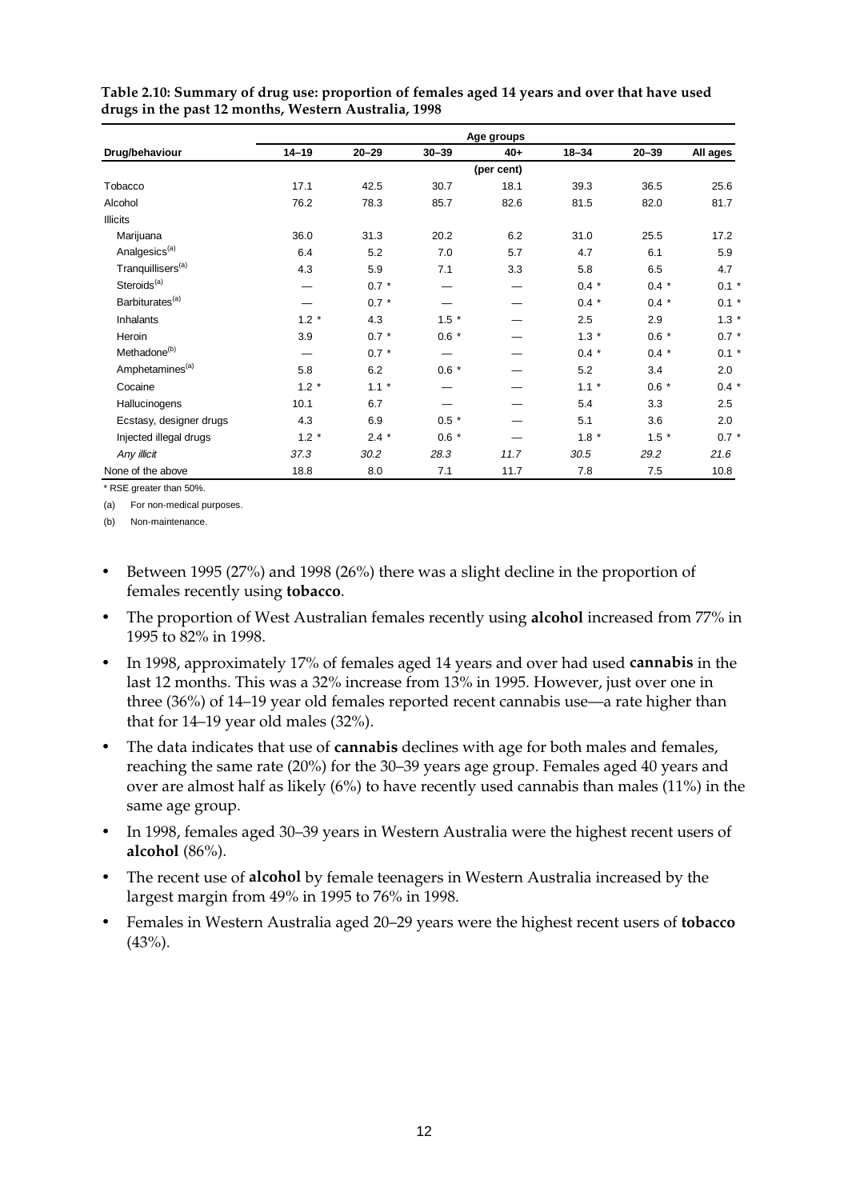**Table 2.10: Summary of drug use: proportion of females aged 14 years and over that have used drugs in the past 12 months, Western Australia, 1998**

| Drug/behaviour | Age groups | | | | | | |
|---|---|---|---|---|---|---|---|
| | 14–19 | 20–29 | 30–39 | 40+ | 18–34 | 20–39 | All ages |
| | | | | (per cent) | | | |
| Tobacco | 17.1 | 42.5 | 30.7 | 18.1 | 39.3 | 36.5 | 25.6 |
| Alcohol | 76.2 | 78.3 | 85.7 | 82.6 | 81.5 | 82.0 | 81.7 |
| Illicits | | | | | | | |
| Marijuana | 36.0 | 31.3 | 20.2 | 6.2 | 31.0 | 25.5 | 17.2 |
| Analgesics[(a)] | 6.4 | 5.2 | 7.0 | 5.7 | 4.7 | 6.1 | 5.9 |
| Tranquillisers[(a)] | 4.3 | 5.9 | 7.1 | 3.3 | 5.8 | 6.5 | 4.7 |
| Steroids[(a)] | — | 0.7 * | — | — | 0.4 * | 0.4 * | 0.1 * |
| Barbiturates[(a)] | — | 0.7 * | — | — | 0.4 * | 0.4 * | 0.1 * |
| Inhalants | 1.2 * | 4.3 | 1.5 * | — | 2.5 | 2.9 | 1.3 * |
| Heroin | 3.9 | 0.7 * | 0.6 * | — | 1.3 * | 0.6 * | 0.7 * |
| Methadone[(b)] | — | 0.7 * | — | — | 0.4 * | 0.4 * | 0.1 * |
| Amphetamines[(a)] | 5.8 | 6.2 | 0.6 * | — | 5.2 | 3.4 | 2.0 |
| Cocaine | 1.2 * | 1.1 * | — | — | 1.1 * | 0.6 * | 0.4 * |
| Hallucinogens | 10.1 | 6.7 | — | — | 5.4 | 3.3 | 2.5 |
| Ecstasy, designer drugs | 4.3 | 6.9 | 0.5 * | — | 5.1 | 3.6 | 2.0 |
| Injected illegal drugs | 1.2 * | 2.4 * | 0.6 * | — | 1.8 * | 1.5 * | 0.7 * |
| *Any illicit* | *37.3* | *30.2* | *28.3* | *11.7* | *30.5* | *29.2* | *21.6* |
| None of the above | 18.8 | 8.0 | 7.1 | 11.7 | 7.8 | 7.5 | 10.8 |

\* RSE greater than 50%.

(a) For non-medical purposes.

(b) Non-maintenance.

- Between 1995 (27%) and 1998 (26%) there was a slight decline in the proportion of females recently using **tobacco**.
- The proportion of West Australian females recently using **alcohol** increased from 77% in 1995 to 82% in 1998.
- In 1998, approximately 17% of females aged 14 years and over had used **cannabis** in the last 12 months. This was a 32% increase from 13% in 1995. However, just over one in three (36%) of 14–19 year old females reported recent cannabis use—a rate higher than that for 14–19 year old males (32%).
- The data indicates that use of **cannabis** declines with age for both males and females, reaching the same rate (20%) for the 30–39 years age group. Females aged 40 years and over are almost half as likely (6%) to have recently used cannabis than males (11%) in the same age group.
- In 1998, females aged 30–39 years in Western Australia were the highest recent users of **alcohol** (86%).
- The recent use of **alcohol** by female teenagers in Western Australia increased by the largest margin from 49% in 1995 to 76% in 1998.
- Females in Western Australia aged 20–29 years were the highest recent users of **tobacco** (43%).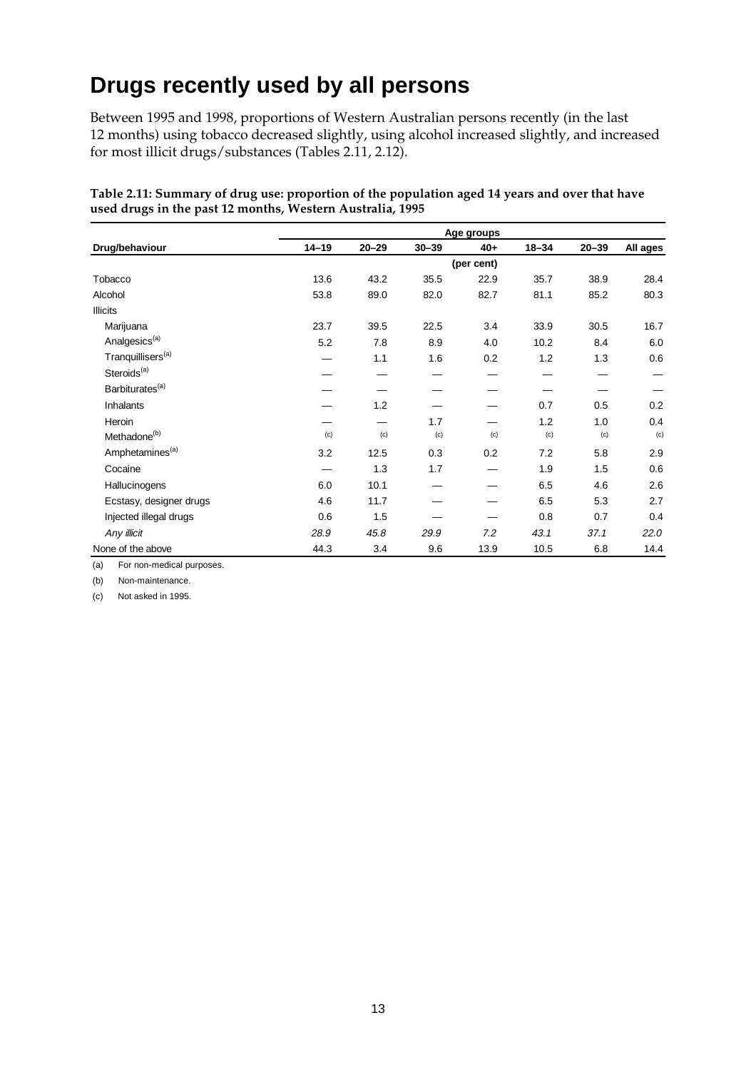# Drugs recently used by all persons

Between 1995 and 1998, proportions of Western Australian persons recently (in the last 12 months) using tobacco decreased slightly, using alcohol increased slightly, and increased for most illicit drugs/substances (Tables 2.11, 2.12).

**Table 2.11: Summary of drug use: proportion of the population aged 14 years and over that have used drugs in the past 12 months, Western Australia, 1995**

| | Age groups | | | | | | |
|---|---|---|---|---|---|---|---|
| **Drug/behaviour** | **14–19** | **20–29** | **30–39** | **40+** | **18–34** | **20–39** | **All ages** |
| | | | | (per cent) | | | |
| Tobacco | 13.6 | 43.2 | 35.5 | 22.9 | 35.7 | 38.9 | 28.4 |
| Alcohol | 53.8 | 89.0 | 82.0 | 82.7 | 81.1 | 85.2 | 80.3 |
| Illicits | | | | | | | |
| Marijuana | 23.7 | 39.5 | 22.5 | 3.4 | 33.9 | 30.5 | 16.7 |
| Analgesics[(a)] | 5.2 | 7.8 | 8.9 | 4.0 | 10.2 | 8.4 | 6.0 |
| Tranquillisers[(a)] | — | 1.1 | 1.6 | 0.2 | 1.2 | 1.3 | 0.6 |
| Steroids[(a)] | — | — | — | — | — | — | — |
| Barbiturates[(a)] | — | — | — | — | — | — | — |
| Inhalants | — | 1.2 | — | — | 0.7 | 0.5 | 0.2 |
| Heroin | — | — | 1.7 | — | 1.2 | 1.0 | 0.4 |
| Methadone[(b)] | (c) | (c) | (c) | (c) | (c) | (c) | (c) |
| Amphetamines[(a)] | 3.2 | 12.5 | 0.3 | 0.2 | 7.2 | 5.8 | 2.9 |
| Cocaine | — | 1.3 | 1.7 | — | 1.9 | 1.5 | 0.6 |
| Hallucinogens | 6.0 | 10.1 | — | — | 6.5 | 4.6 | 2.6 |
| Ecstasy, designer drugs | 4.6 | 11.7 | — | — | 6.5 | 5.3 | 2.7 |
| Injected illegal drugs | 0.6 | 1.5 | — | — | 0.8 | 0.7 | 0.4 |
| *Any illicit* | *28.9* | *45.8* | *29.9* | *7.2* | *43.1* | *37.1* | *22.0* |
| None of the above | 44.3 | 3.4 | 9.6 | 13.9 | 10.5 | 6.8 | 14.4 |

(a) For non-medical purposes.

(b) Non-maintenance.

(c) Not asked in 1995.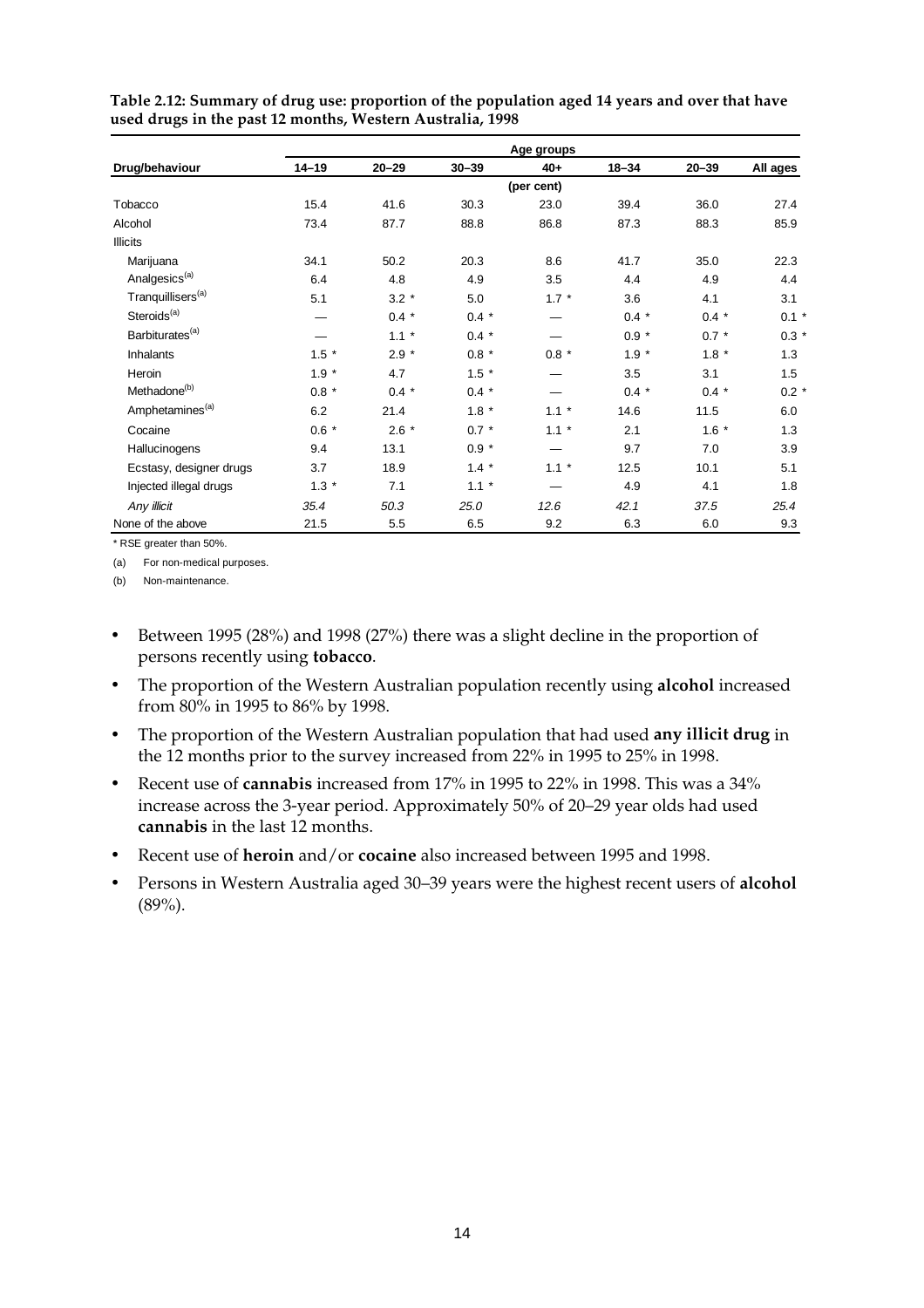**Table 2.12: Summary of drug use: proportion of the population aged 14 years and over that have used drugs in the past 12 months, Western Australia, 1998**

| | Age groups | | | | | | |
|---|---|---|---|---|---|---|---|
| **Drug/behaviour** | **14–19** | **20–29** | **30–39** | **40+** | **18–34** | **20–39** | **All ages** |
| | | | | (per cent) | | | |
| Tobacco | 15.4 | 41.6 | 30.3 | 23.0 | 39.4 | 36.0 | 27.4 |
| Alcohol | 73.4 | 87.7 | 88.8 | 86.8 | 87.3 | 88.3 | 85.9 |
| Illicits | | | | | | | |
| Marijuana | 34.1 | 50.2 | 20.3 | 8.6 | 41.7 | 35.0 | 22.3 |
| Analgesics[(a)] | 6.4 | 4.8 | 4.9 | 3.5 | 4.4 | 4.9 | 4.4 |
| Tranquillisers[(a)] | 5.1 | 3.2 * | 5.0 | 1.7 * | 3.6 | 4.1 | 3.1 |
| Steroids[(a)] | — | 0.4 * | 0.4 * | — | 0.4 * | 0.4 * | 0.1 * |
| Barbiturates[(a)] | — | 1.1 * | 0.4 * | — | 0.9 * | 0.7 * | 0.3 * |
| Inhalants | 1.5 * | 2.9 * | 0.8 * | 0.8 * | 1.9 * | 1.8 * | 1.3 |
| Heroin | 1.9 * | 4.7 | 1.5 * | — | 3.5 | 3.1 | 1.5 |
| Methadone[(b)] | 0.8 * | 0.4 * | 0.4 * | — | 0.4 * | 0.4 * | 0.2 * |
| Amphetamines[(a)] | 6.2 | 21.4 | 1.8 * | 1.1 * | 14.6 | 11.5 | 6.0 |
| Cocaine | 0.6 * | 2.6 * | 0.7 * | 1.1 * | 2.1 | 1.6 * | 1.3 |
| Hallucinogens | 9.4 | 13.1 | 0.9 * | — | 9.7 | 7.0 | 3.9 |
| Ecstasy, designer drugs | 3.7 | 18.9 | 1.4 * | 1.1 * | 12.5 | 10.1 | 5.1 |
| Injected illegal drugs | 1.3 * | 7.1 | 1.1 * | — | 4.9 | 4.1 | 1.8 |
| *Any illicit* | *35.4* | *50.3* | *25.0* | *12.6* | *42.1* | *37.5* | *25.4* |
| None of the above | 21.5 | 5.5 | 6.5 | 9.2 | 6.3 | 6.0 | 9.3 |

* RSE greater than 50%.

(a) For non-medical purposes.

(b) Non-maintenance.

- Between 1995 (28%) and 1998 (27%) there was a slight decline in the proportion of persons recently using **tobacco**.
- The proportion of the Western Australian population recently using **alcohol** increased from 80% in 1995 to 86% by 1998.
- The proportion of the Western Australian population that had used **any illicit drug** in the 12 months prior to the survey increased from 22% in 1995 to 25% in 1998.
- Recent use of **cannabis** increased from 17% in 1995 to 22% in 1998. This was a 34% increase across the 3-year period. Approximately 50% of 20–29 year olds had used **cannabis** in the last 12 months.
- Recent use of **heroin** and/or **cocaine** also increased between 1995 and 1998.
- Persons in Western Australia aged 30–39 years were the highest recent users of **alcohol** (89%).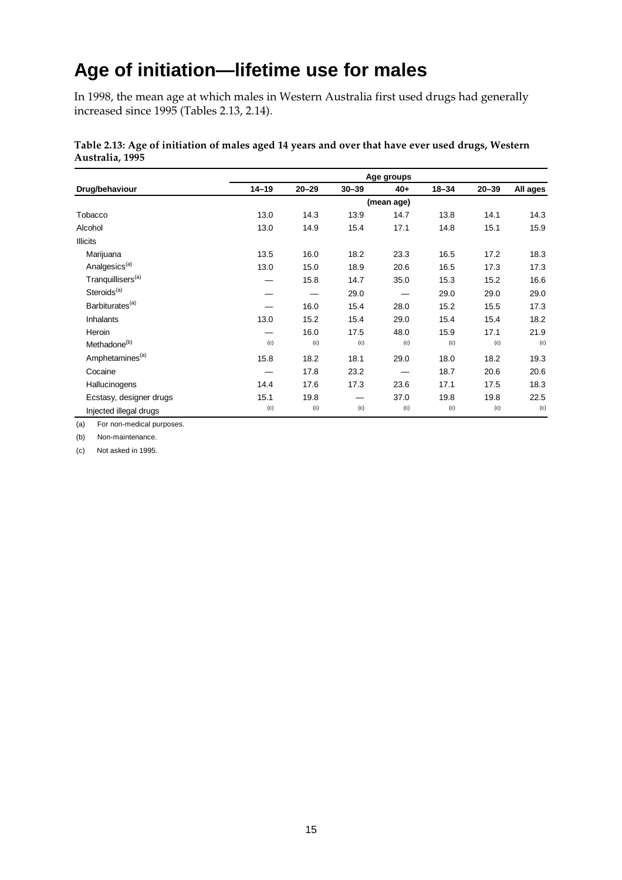# Age of initiation—lifetime use for males

In 1998, the mean age at which males in Western Australia first used drugs had generally increased since 1995 (Tables 2.13, 2.14).

**Table 2.13: Age of initiation of males aged 14 years and over that have ever used drugs, Western Australia, 1995**

| | Age groups | | | | | | |
|---|---|---|---|---|---|---|---|
| **Drug/behaviour** | **14–19** | **20–29** | **30–39** | **40+** | **18–34** | **20–39** | **All ages** |
| | (mean age) | | | | | | |
| Tobacco | 13.0 | 14.3 | 13.9 | 14.7 | 13.8 | 14.1 | 14.3 |
| Alcohol | 13.0 | 14.9 | 15.4 | 17.1 | 14.8 | 15.1 | 15.9 |
| Illicits | | | | | | | |
| Marijuana | 13.5 | 16.0 | 18.2 | 23.3 | 16.5 | 17.2 | 18.3 |
| Analgesics[(a)] | 13.0 | 15.0 | 18.9 | 20.6 | 16.5 | 17.3 | 17.3 |
| Tranquillisers[(a)] | — | 15.8 | 14.7 | 35.0 | 15.3 | 15.2 | 16.6 |
| Steroids[(a)] | — | — | 29.0 | — | 29.0 | 29.0 | 29.0 |
| Barbiturates[(a)] | — | 16.0 | 15.4 | 28.0 | 15.2 | 15.5 | 17.3 |
| Inhalants | 13.0 | 15.2 | 15.4 | 29.0 | 15.4 | 15.4 | 18.2 |
| Heroin | — | 16.0 | 17.5 | 48.0 | 15.9 | 17.1 | 21.9 |
| Methadone[(b)] | (c) | (c) | (c) | (c) | (c) | (c) | (c) |
| Amphetamines[(a)] | 15.8 | 18.2 | 18.1 | 29.0 | 18.0 | 18.2 | 19.3 |
| Cocaine | — | 17.8 | 23.2 | — | 18.7 | 20.6 | 20.6 |
| Hallucinogens | 14.4 | 17.6 | 17.3 | 23.6 | 17.1 | 17.5 | 18.3 |
| Ecstasy, designer drugs | 15.1 | 19.8 | — | 37.0 | 19.8 | 19.8 | 22.5 |
| Injected illegal drugs | (c) | (c) | (c) | (c) | (c) | (c) | (c) |

(a) For non-medical purposes.

(b) Non-maintenance.

(c) Not asked in 1995.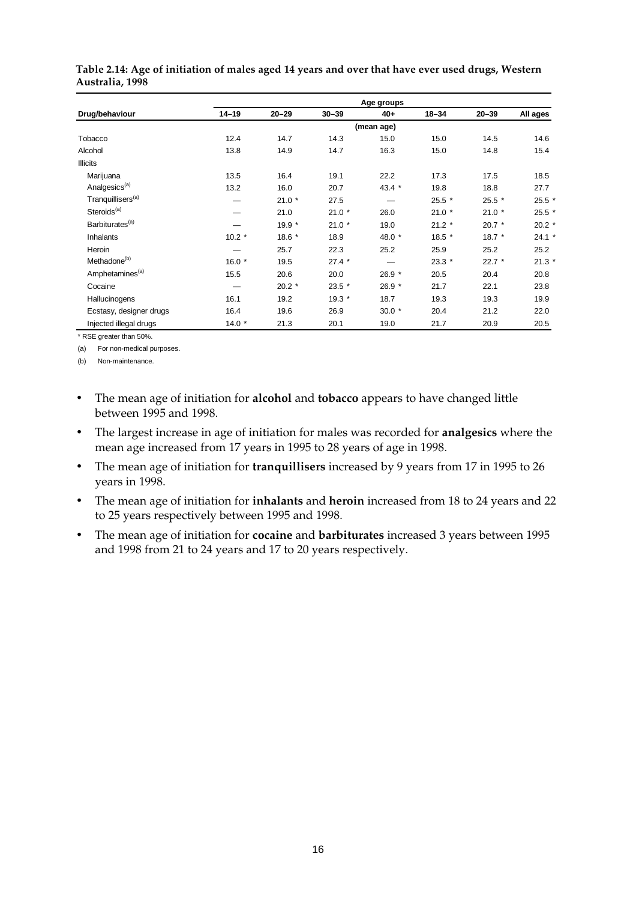**Table 2.14: Age of initiation of males aged 14 years and over that have ever used drugs, Western Australia, 1998**

| Drug/behaviour | Age groups | | | | | | |
|---|---|---|---|---|---|---|---|
| | 14–19 | 20–29 | 30–39 | 40+ | 18–34 | 20–39 | All ages |
| | (mean age) | | | | | | |
| Tobacco | 12.4 | 14.7 | 14.3 | 15.0 | 15.0 | 14.5 | 14.6 |
| Alcohol | 13.8 | 14.9 | 14.7 | 16.3 | 15.0 | 14.8 | 15.4 |
| Illicits | | | | | | | |
| Marijuana | 13.5 | 16.4 | 19.1 | 22.2 | 17.3 | 17.5 | 18.5 |
| Analgesics[(a)] | 13.2 | 16.0 | 20.7 | 43.4 * | 19.8 | 18.8 | 27.7 |
| Tranquillisers[(a)] | — | 21.0 * | 27.5 | — | 25.5 * | 25.5 * | 25.5 * |
| Steroids[(a)] | — | 21.0 | 21.0 * | 26.0 | 21.0 * | 21.0 * | 25.5 * |
| Barbiturates[(a)] | — | 19.9 * | 21.0 * | 19.0 | 21.2 * | 20.7 * | 20.2 * |
| Inhalants | 10.2 * | 18.6 * | 18.9 | 48.0 * | 18.5 * | 18.7 * | 24.1 * |
| Heroin | — | 25.7 | 22.3 | 25.2 | 25.9 | 25.2 | 25.2 |
| Methadone[(b)] | 16.0 * | 19.5 | 27.4 * | — | 23.3 * | 22.7 * | 21.3 * |
| Amphetamines[(a)] | 15.5 | 20.6 | 20.0 | 26.9 * | 20.5 | 20.4 | 20.8 |
| Cocaine | — | 20.2 * | 23.5 * | 26.9 * | 21.7 | 22.1 | 23.8 |
| Hallucinogens | 16.1 | 19.2 | 19.3 * | 18.7 | 19.3 | 19.3 | 19.9 |
| Ecstasy, designer drugs | 16.4 | 19.6 | 26.9 | 30.0 * | 20.4 | 21.2 | 22.0 |
| Injected illegal drugs | 14.0 * | 21.3 | 20.1 | 19.0 | 21.7 | 20.9 | 20.5 |

\* RSE greater than 50%.

(a) For non-medical purposes.

(b) Non-maintenance.

- The mean age of initiation for **alcohol** and **tobacco** appears to have changed little between 1995 and 1998.
- The largest increase in age of initiation for males was recorded for **analgesics** where the mean age increased from 17 years in 1995 to 28 years of age in 1998.
- The mean age of initiation for **tranquillisers** increased by 9 years from 17 in 1995 to 26 years in 1998.
- The mean age of initiation for **inhalants** and **heroin** increased from 18 to 24 years and 22 to 25 years respectively between 1995 and 1998.
- The mean age of initiation for **cocaine** and **barbiturates** increased 3 years between 1995 and 1998 from 21 to 24 years and 17 to 20 years respectively.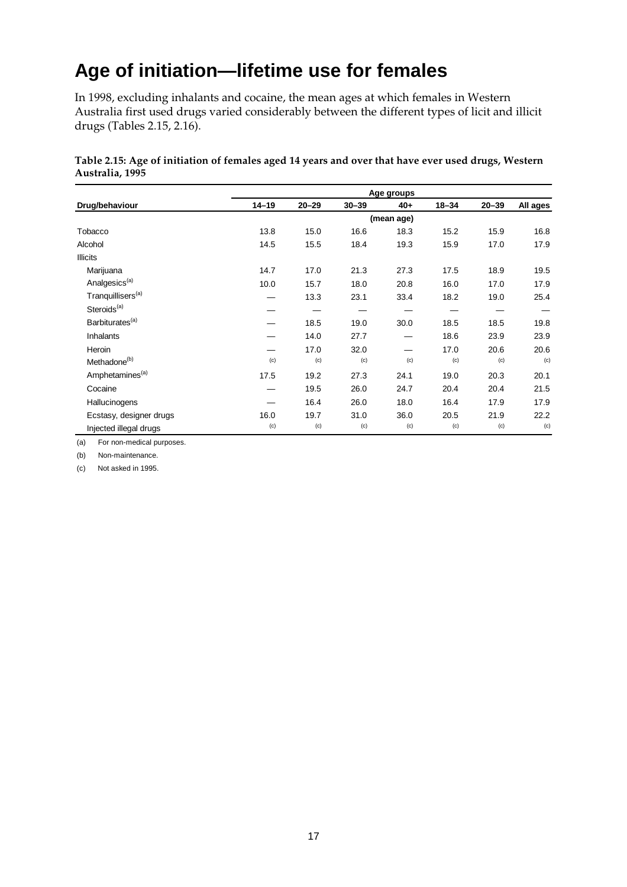# Age of initiation—lifetime use for females

In 1998, excluding inhalants and cocaine, the mean ages at which females in Western Australia first used drugs varied considerably between the different types of licit and illicit drugs (Tables 2.15, 2.16).

**Table 2.15: Age of initiation of females aged 14 years and over that have ever used drugs, Western Australia, 1995**

| | Age groups | | | | | | |
|---|---|---|---|---|---|---|---|
| Drug/behaviour | 14–19 | 20–29 | 30–39 | 40+ | 18–34 | 20–39 | All ages |
| | (mean age) | | | | | | |
| Tobacco | 13.8 | 15.0 | 16.6 | 18.3 | 15.2 | 15.9 | 16.8 |
| Alcohol | 14.5 | 15.5 | 18.4 | 19.3 | 15.9 | 17.0 | 17.9 |
| Illicits | | | | | | | |
| Marijuana | 14.7 | 17.0 | 21.3 | 27.3 | 17.5 | 18.9 | 19.5 |
| Analgesics[(a)] | 10.0 | 15.7 | 18.0 | 20.8 | 16.0 | 17.0 | 17.9 |
| Tranquillisers[(a)] | — | 13.3 | 23.1 | 33.4 | 18.2 | 19.0 | 25.4 |
| Steroids[(a)] | — | — | — | — | — | — | — |
| Barbiturates[(a)] | — | 18.5 | 19.0 | 30.0 | 18.5 | 18.5 | 19.8 |
| Inhalants | — | 14.0 | 27.7 | — | 18.6 | 23.9 | 23.9 |
| Heroin | — | 17.0 | 32.0 | — | 17.0 | 20.6 | 20.6 |
| Methadone[(b)] | (c) | (c) | (c) | (c) | (c) | (c) | (c) |
| Amphetamines[(a)] | 17.5 | 19.2 | 27.3 | 24.1 | 19.0 | 20.3 | 20.1 |
| Cocaine | — | 19.5 | 26.0 | 24.7 | 20.4 | 20.4 | 21.5 |
| Hallucinogens | — | 16.4 | 26.0 | 18.0 | 16.4 | 17.9 | 17.9 |
| Ecstasy, designer drugs | 16.0 | 19.7 | 31.0 | 36.0 | 20.5 | 21.9 | 22.2 |
| Injected illegal drugs | (c) | (c) | (c) | (c) | (c) | (c) | (c) |

(a) For non-medical purposes.

(b) Non-maintenance.

(c) Not asked in 1995.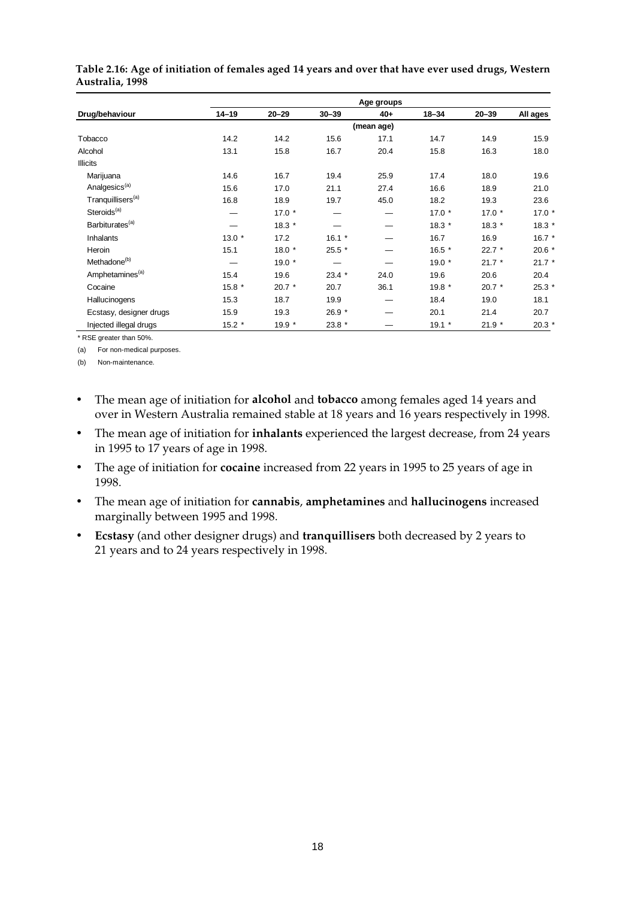**Table 2.16: Age of initiation of females aged 14 years and over that have ever used drugs, Western Australia, 1998**

| | Age groups | | | | | | |
|---|---|---|---|---|---|---|---|
| Drug/behaviour | 14–19 | 20–29 | 30–39 | 40+ | 18–34 | 20–39 | All ages |
| | (mean age) | | | | | | |
| Tobacco | 14.2 | 14.2 | 15.6 | 17.1 | 14.7 | 14.9 | 15.9 |
| Alcohol | 13.1 | 15.8 | 16.7 | 20.4 | 15.8 | 16.3 | 18.0 |
| Illicits | | | | | | | |
| Marijuana | 14.6 | 16.7 | 19.4 | 25.9 | 17.4 | 18.0 | 19.6 |
| Analgesics[(a)] | 15.6 | 17.0 | 21.1 | 27.4 | 16.6 | 18.9 | 21.0 |
| Tranquillisers[(a)] | 16.8 | 18.9 | 19.7 | 45.0 | 18.2 | 19.3 | 23.6 |
| Steroids[(a)] | — | 17.0 * | — | — | 17.0 * | 17.0 * | 17.0 * |
| Barbiturates[(a)] | — | 18.3 * | — | — | 18.3 * | 18.3 * | 18.3 * |
| Inhalants | 13.0 * | 17.2 | 16.1 * | — | 16.7 | 16.9 | 16.7 * |
| Heroin | 15.1 | 18.0 * | 25.5 * | — | 16.5 * | 22.7 * | 20.6 * |
| Methadone[(b)] | — | 19.0 * | — | — | 19.0 * | 21.7 * | 21.7 * |
| Amphetamines[(a)] | 15.4 | 19.6 | 23.4 * | 24.0 | 19.6 | 20.6 | 20.4 |
| Cocaine | 15.8 * | 20.7 * | 20.7 | 36.1 | 19.8 * | 20.7 * | 25.3 * |
| Hallucinogens | 15.3 | 18.7 | 19.9 | — | 18.4 | 19.0 | 18.1 |
| Ecstasy, designer drugs | 15.9 | 19.3 | 26.9 * | — | 20.1 | 21.4 | 20.7 |
| Injected illegal drugs | 15.2 * | 19.9 * | 23.8 * | — | 19.1 * | 21.9 * | 20.3 * |

\* RSE greater than 50%.

(a) For non-medical purposes.

(b) Non-maintenance.

- The mean age of initiation for **alcohol** and **tobacco** among females aged 14 years and over in Western Australia remained stable at 18 years and 16 years respectively in 1998.
- The mean age of initiation for **inhalants** experienced the largest decrease, from 24 years in 1995 to 17 years of age in 1998.
- The age of initiation for **cocaine** increased from 22 years in 1995 to 25 years of age in 1998.
- The mean age of initiation for **cannabis**, **amphetamines** and **hallucinogens** increased marginally between 1995 and 1998.
- **Ecstasy** (and other designer drugs) and **tranquillisers** both decreased by 2 years to 21 years and to 24 years respectively in 1998.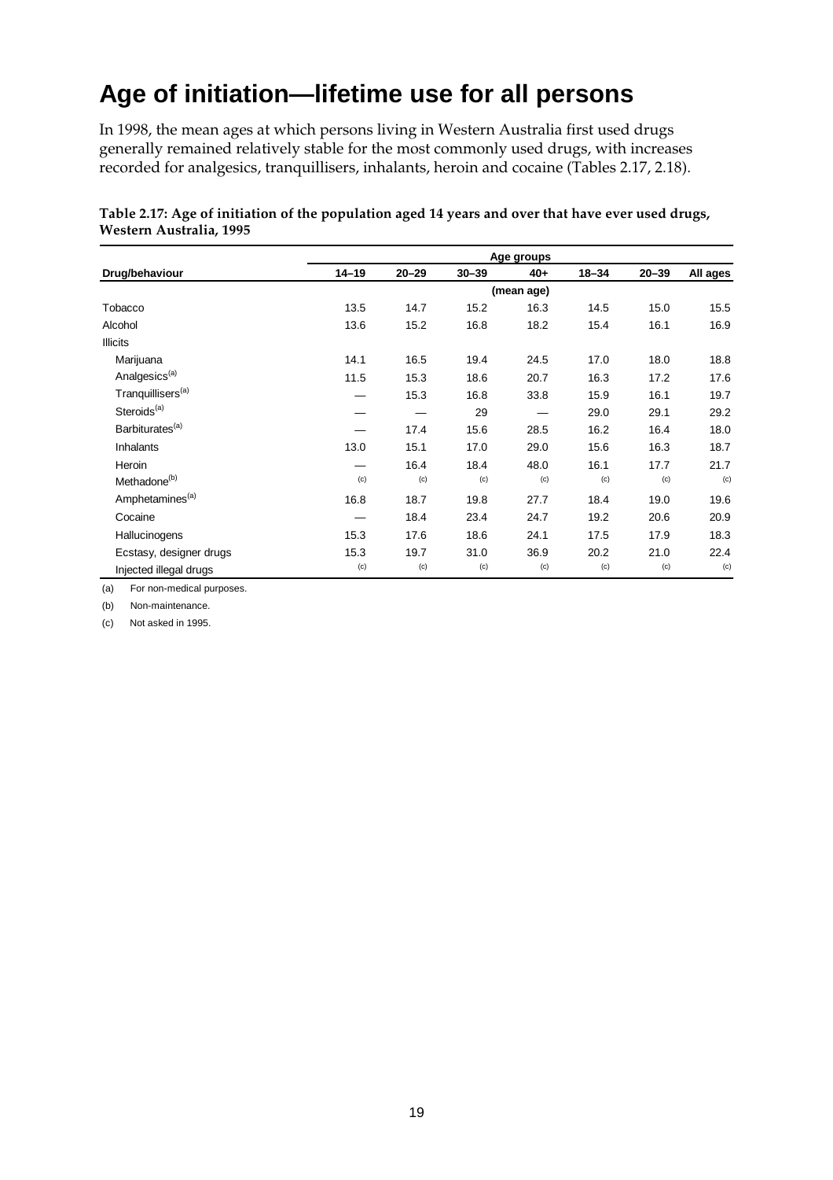# Age of initiation—lifetime use for all persons

In 1998, the mean ages at which persons living in Western Australia first used drugs generally remained relatively stable for the most commonly used drugs, with increases recorded for analgesics, tranquillisers, inhalants, heroin and cocaine (Tables 2.17, 2.18).

**Table 2.17: Age of initiation of the population aged 14 years and over that have ever used drugs, Western Australia, 1995**

| | Age groups | | | | | | |
|---|---|---|---|---|---|---|---|
| Drug/behaviour | 14–19 | 20–29 | 30–39 | 40+ | 18–34 | 20–39 | All ages |
| | (mean age) | | | | | | |
| Tobacco | 13.5 | 14.7 | 15.2 | 16.3 | 14.5 | 15.0 | 15.5 |
| Alcohol | 13.6 | 15.2 | 16.8 | 18.2 | 15.4 | 16.1 | 16.9 |
| Illicits | | | | | | | |
| Marijuana | 14.1 | 16.5 | 19.4 | 24.5 | 17.0 | 18.0 | 18.8 |
| Analgesics[(a)] | 11.5 | 15.3 | 18.6 | 20.7 | 16.3 | 17.2 | 17.6 |
| Tranquillisers[(a)] | — | 15.3 | 16.8 | 33.8 | 15.9 | 16.1 | 19.7 |
| Steroids[(a)] | — | — | 29 | — | 29.0 | 29.1 | 29.2 |
| Barbiturates[(a)] | — | 17.4 | 15.6 | 28.5 | 16.2 | 16.4 | 18.0 |
| Inhalants | 13.0 | 15.1 | 17.0 | 29.0 | 15.6 | 16.3 | 18.7 |
| Heroin | — | 16.4 | 18.4 | 48.0 | 16.1 | 17.7 | 21.7 |
| Methadone[(b)] | (c) | (c) | (c) | (c) | (c) | (c) | (c) |
| Amphetamines[(a)] | 16.8 | 18.7 | 19.8 | 27.7 | 18.4 | 19.0 | 19.6 |
| Cocaine | — | 18.4 | 23.4 | 24.7 | 19.2 | 20.6 | 20.9 |
| Hallucinogens | 15.3 | 17.6 | 18.6 | 24.1 | 17.5 | 17.9 | 18.3 |
| Ecstasy, designer drugs | 15.3 | 19.7 | 31.0 | 36.9 | 20.2 | 21.0 | 22.4 |
| Injected illegal drugs | (c) | (c) | (c) | (c) | (c) | (c) | (c) |

(a) For non-medical purposes.

(b) Non-maintenance.

(c) Not asked in 1995.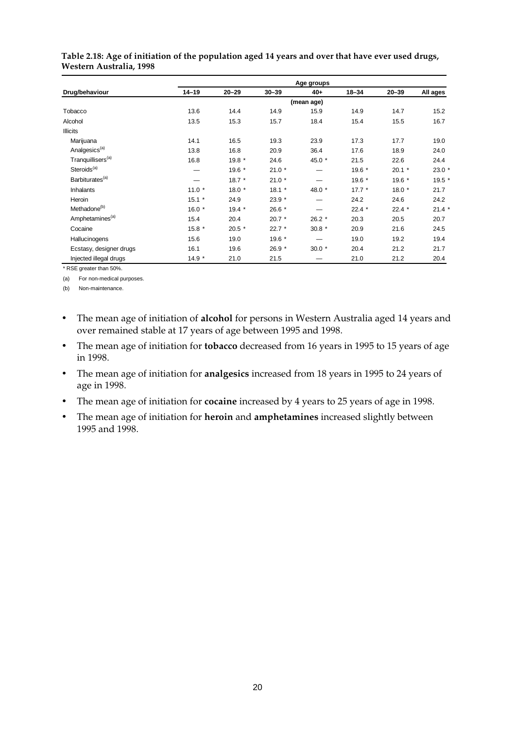**Table 2.18: Age of initiation of the population aged 14 years and over that have ever used drugs, Western Australia, 1998**

| Drug/behaviour | Age groups | | | | | | |
|---|---|---|---|---|---|---|---|
| | 14–19 | 20–29 | 30–39 | 40+ | 18–34 | 20–39 | All ages |
| | (mean age) | | | | | | |
| Tobacco | 13.6 | 14.4 | 14.9 | 15.9 | 14.9 | 14.7 | 15.2 |
| Alcohol | 13.5 | 15.3 | 15.7 | 18.4 | 15.4 | 15.5 | 16.7 |
| Illicits | | | | | | | |
| Marijuana | 14.1 | 16.5 | 19.3 | 23.9 | 17.3 | 17.7 | 19.0 |
| Analgesics[(a)] | 13.8 | 16.8 | 20.9 | 36.4 | 17.6 | 18.9 | 24.0 |
| Tranquillisers[(a)] | 16.8 | 19.8 * | 24.6 | 45.0 * | 21.5 | 22.6 | 24.4 |
| Steroids[(a)] | — | 19.6 * | 21.0 * | — | 19.6 * | 20.1 * | 23.0 * |
| Barbiturates[(a)] | — | 18.7 * | 21.0 * | — | 19.6 * | 19.6 * | 19.5 * |
| Inhalants | 11.0 * | 18.0 * | 18.1 * | 48.0 * | 17.7 * | 18.0 * | 21.7 |
| Heroin | 15.1 * | 24.9 | 23.9 * | — | 24.2 | 24.6 | 24.2 |
| Methadone[(b)] | 16.0 * | 19.4 * | 26.6 * | — | 22.4 * | 22.4 * | 21.4 * |
| Amphetamines[(a)] | 15.4 | 20.4 | 20.7 * | 26.2 * | 20.3 | 20.5 | 20.7 |
| Cocaine | 15.8 * | 20.5 * | 22.7 * | 30.8 * | 20.9 | 21.6 | 24.5 |
| Hallucinogens | 15.6 | 19.0 | 19.6 * | — | 19.0 | 19.2 | 19.4 |
| Ecstasy, designer drugs | 16.1 | 19.6 | 26.9 * | 30.0 * | 20.4 | 21.2 | 21.7 |
| Injected illegal drugs | 14.9 * | 21.0 | 21.5 | — | 21.0 | 21.2 | 20.4 |

* RSE greater than 50%.

(a) For non-medical purposes.

(b) Non-maintenance.

- The mean age of initiation of **alcohol** for persons in Western Australia aged 14 years and over remained stable at 17 years of age between 1995 and 1998.
- The mean age of initiation for **tobacco** decreased from 16 years in 1995 to 15 years of age in 1998.
- The mean age of initiation for **analgesics** increased from 18 years in 1995 to 24 years of age in 1998.
- The mean age of initiation for **cocaine** increased by 4 years to 25 years of age in 1998.
- The mean age of initiation for **heroin** and **amphetamines** increased slightly between 1995 and 1998.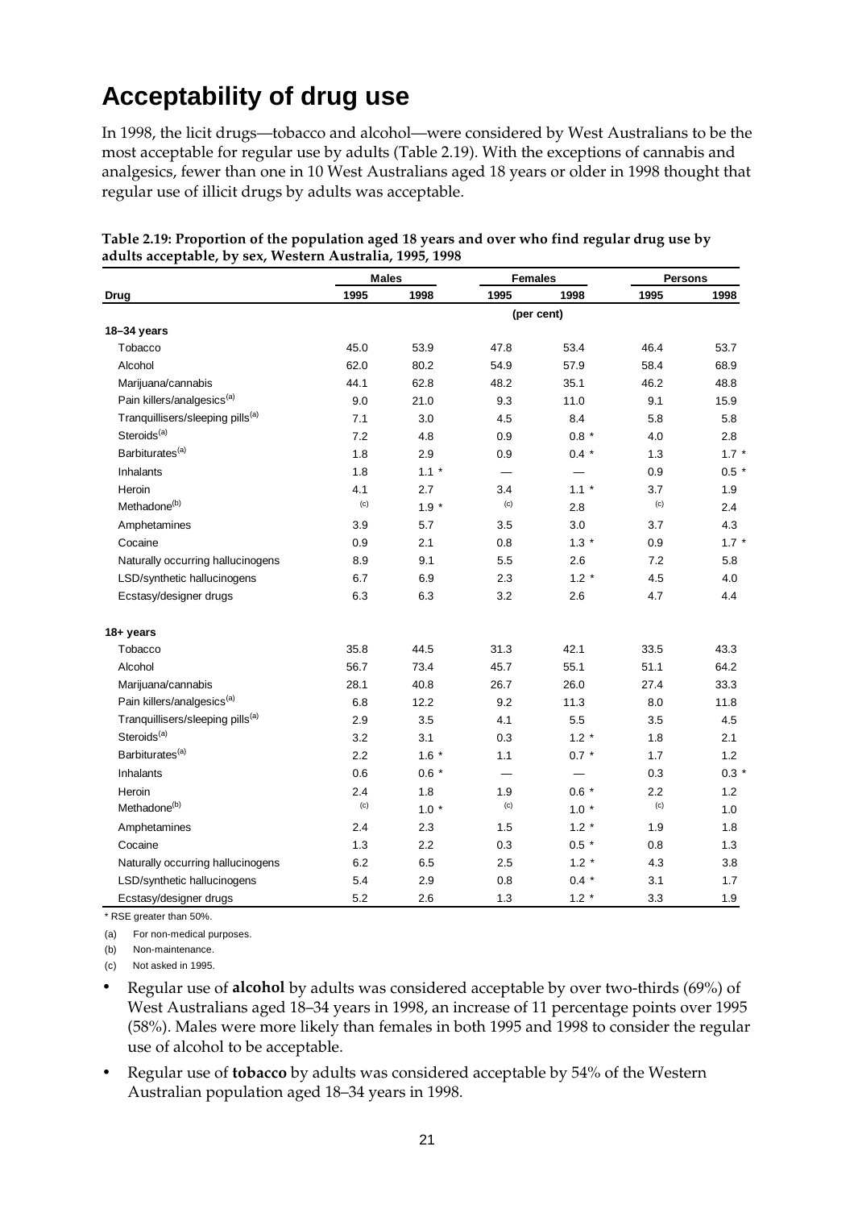# Acceptability of drug use

In 1998, the licit drugs—tobacco and alcohol—were considered by West Australians to be the most acceptable for regular use by adults (Table 2.19). With the exceptions of cannabis and analgesics, fewer than one in 10 West Australians aged 18 years or older in 1998 thought that regular use of illicit drugs by adults was acceptable.

**Table 2.19: Proportion of the population aged 18 years and over who find regular drug use by adults acceptable, by sex, Western Australia, 1995, 1998**

| | Males | | Females | | Persons | |
|---|---|---|---|---|---|---|
| **Drug** | **1995** | **1998** | **1995** | **1998** | **1995** | **1998** |
| | | | (per cent) | | | |
| **18–34 years** | | | | | | |
| Tobacco | 45.0 | 53.9 | 47.8 | 53.4 | 46.4 | 53.7 |
| Alcohol | 62.0 | 80.2 | 54.9 | 57.9 | 58.4 | 68.9 |
| Marijuana/cannabis | 44.1 | 62.8 | 48.2 | 35.1 | 46.2 | 48.8 |
| Pain killers/analgesics[(a)] | 9.0 | 21.0 | 9.3 | 11.0 | 9.1 | 15.9 |
| Tranquillisers/sleeping pills[(a)] | 7.1 | 3.0 | 4.5 | 8.4 | 5.8 | 5.8 |
| Steroids[(a)] | 7.2 | 4.8 | 0.9 | 0.8 * | 4.0 | 2.8 |
| Barbiturates[(a)] | 1.8 | 2.9 | 0.9 | 0.4 * | 1.3 | 1.7 * |
| Inhalants | 1.8 | 1.1 * | — | — | 0.9 | 0.5 * |
| Heroin | 4.1 | 2.7 | 3.4 | 1.1 * | 3.7 | 1.9 |
| Methadone[(b)] | (c) | 1.9 * | (c) | 2.8 | (c) | 2.4 |
| Amphetamines | 3.9 | 5.7 | 3.5 | 3.0 | 3.7 | 4.3 |
| Cocaine | 0.9 | 2.1 | 0.8 | 1.3 * | 0.9 | 1.7 * |
| Naturally occurring hallucinogens | 8.9 | 9.1 | 5.5 | 2.6 | 7.2 | 5.8 |
| LSD/synthetic hallucinogens | 6.7 | 6.9 | 2.3 | 1.2 * | 4.5 | 4.0 |
| Ecstasy/designer drugs | 6.3 | 6.3 | 3.2 | 2.6 | 4.7 | 4.4 |
| **18+ years** | | | | | | |
| Tobacco | 35.8 | 44.5 | 31.3 | 42.1 | 33.5 | 43.3 |
| Alcohol | 56.7 | 73.4 | 45.7 | 55.1 | 51.1 | 64.2 |
| Marijuana/cannabis | 28.1 | 40.8 | 26.7 | 26.0 | 27.4 | 33.3 |
| Pain killers/analgesics[(a)] | 6.8 | 12.2 | 9.2 | 11.3 | 8.0 | 11.8 |
| Tranquillisers/sleeping pills[(a)] | 2.9 | 3.5 | 4.1 | 5.5 | 3.5 | 4.5 |
| Steroids[(a)] | 3.2 | 3.1 | 0.3 | 1.2 * | 1.8 | 2.1 |
| Barbiturates[(a)] | 2.2 | 1.6 * | 1.1 | 0.7 * | 1.7 | 1.2 |
| Inhalants | 0.6 | 0.6 * | — | — | 0.3 | 0.3 * |
| Heroin | 2.4 | 1.8 | 1.9 | 0.6 * | 2.2 | 1.2 |
| Methadone[(b)] | (c) | 1.0 * | (c) | 1.0 * | (c) | 1.0 |
| Amphetamines | 2.4 | 2.3 | 1.5 | 1.2 * | 1.9 | 1.8 |
| Cocaine | 1.3 | 2.2 | 0.3 | 0.5 * | 0.8 | 1.3 |
| Naturally occurring hallucinogens | 6.2 | 6.5 | 2.5 | 1.2 * | 4.3 | 3.8 |
| LSD/synthetic hallucinogens | 5.4 | 2.9 | 0.8 | 0.4 * | 3.1 | 1.7 |
| Ecstasy/designer drugs | 5.2 | 2.6 | 1.3 | 1.2 * | 3.3 | 1.9 |

\* RSE greater than 50%.

(a) For non-medical purposes.

(b) Non-maintenance.

(c) Not asked in 1995.

- Regular use of **alcohol** by adults was considered acceptable by over two-thirds (69%) of West Australians aged 18–34 years in 1998, an increase of 11 percentage points over 1995 (58%). Males were more likely than females in both 1995 and 1998 to consider the regular use of alcohol to be acceptable.
- Regular use of **tobacco** by adults was considered acceptable by 54% of the Western Australian population aged 18–34 years in 1998.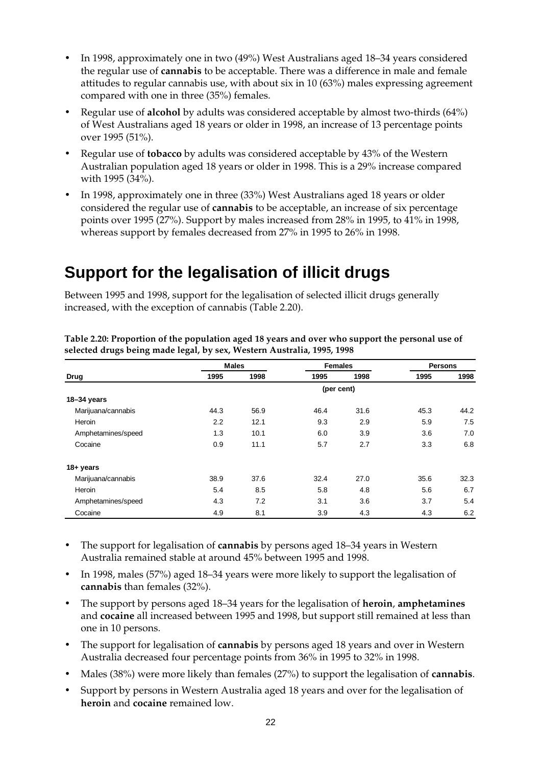- In 1998, approximately one in two (49%) West Australians aged 18–34 years considered the regular use of **cannabis** to be acceptable. There was a difference in male and female attitudes to regular cannabis use, with about six in 10 (63%) males expressing agreement compared with one in three (35%) females.
- Regular use of **alcohol** by adults was considered acceptable by almost two-thirds (64%) of West Australians aged 18 years or older in 1998, an increase of 13 percentage points over 1995 (51%).
- Regular use of **tobacco** by adults was considered acceptable by 43% of the Western Australian population aged 18 years or older in 1998. This is a 29% increase compared with 1995 (34%).
- In 1998, approximately one in three (33%) West Australians aged 18 years or older considered the regular use of **cannabis** to be acceptable, an increase of six percentage points over 1995 (27%). Support by males increased from 28% in 1995, to 41% in 1998, whereas support by females decreased from 27% in 1995 to 26% in 1998.

# Support for the legalisation of illicit drugs

Between 1995 and 1998, support for the legalisation of selected illicit drugs generally increased, with the exception of cannabis (Table 2.20).

**Table 2.20: Proportion of the population aged 18 years and over who support the personal use of selected drugs being made legal, by sex, Western Australia, 1995, 1998**

| | Males | | Females | | Persons | |
|---|---|---|---|---|---|---|
| **Drug** | **1995** | **1998** | **1995** | **1998** | **1995** | **1998** |
| | | | (per cent) | | | |
| **18–34 years** | | | | | | |
| Marijuana/cannabis | 44.3 | 56.9 | 46.4 | 31.6 | 45.3 | 44.2 |
| Heroin | 2.2 | 12.1 | 9.3 | 2.9 | 5.9 | 7.5 |
| Amphetamines/speed | 1.3 | 10.1 | 6.0 | 3.9 | 3.6 | 7.0 |
| Cocaine | 0.9 | 11.1 | 5.7 | 2.7 | 3.3 | 6.8 |
| **18+ years** | | | | | | |
| Marijuana/cannabis | 38.9 | 37.6 | 32.4 | 27.0 | 35.6 | 32.3 |
| Heroin | 5.4 | 8.5 | 5.8 | 4.8 | 5.6 | 6.7 |
| Amphetamines/speed | 4.3 | 7.2 | 3.1 | 3.6 | 3.7 | 5.4 |
| Cocaine | 4.9 | 8.1 | 3.9 | 4.3 | 4.3 | 6.2 |

- The support for legalisation of **cannabis** by persons aged 18–34 years in Western Australia remained stable at around 45% between 1995 and 1998.
- In 1998, males (57%) aged 18–34 years were more likely to support the legalisation of **cannabis** than females (32%).
- The support by persons aged 18–34 years for the legalisation of **heroin**, **amphetamines** and **cocaine** all increased between 1995 and 1998, but support still remained at less than one in 10 persons.
- The support for legalisation of **cannabis** by persons aged 18 years and over in Western Australia decreased four percentage points from 36% in 1995 to 32% in 1998.
- Males (38%) were more likely than females (27%) to support the legalisation of **cannabis**.
- Support by persons in Western Australia aged 18 years and over for the legalisation of **heroin** and **cocaine** remained low.